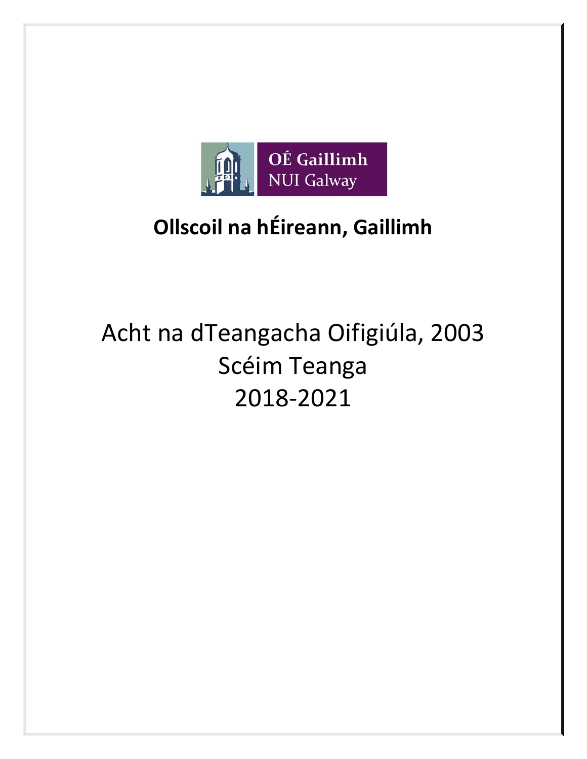OÉ Gaillimh
NUI Galway

**Ollscoil na hÉireann, Gaillimh**

# Acht na dTeangacha Oifigiúla, 2003
# Scéim Teanga
# 2018-2021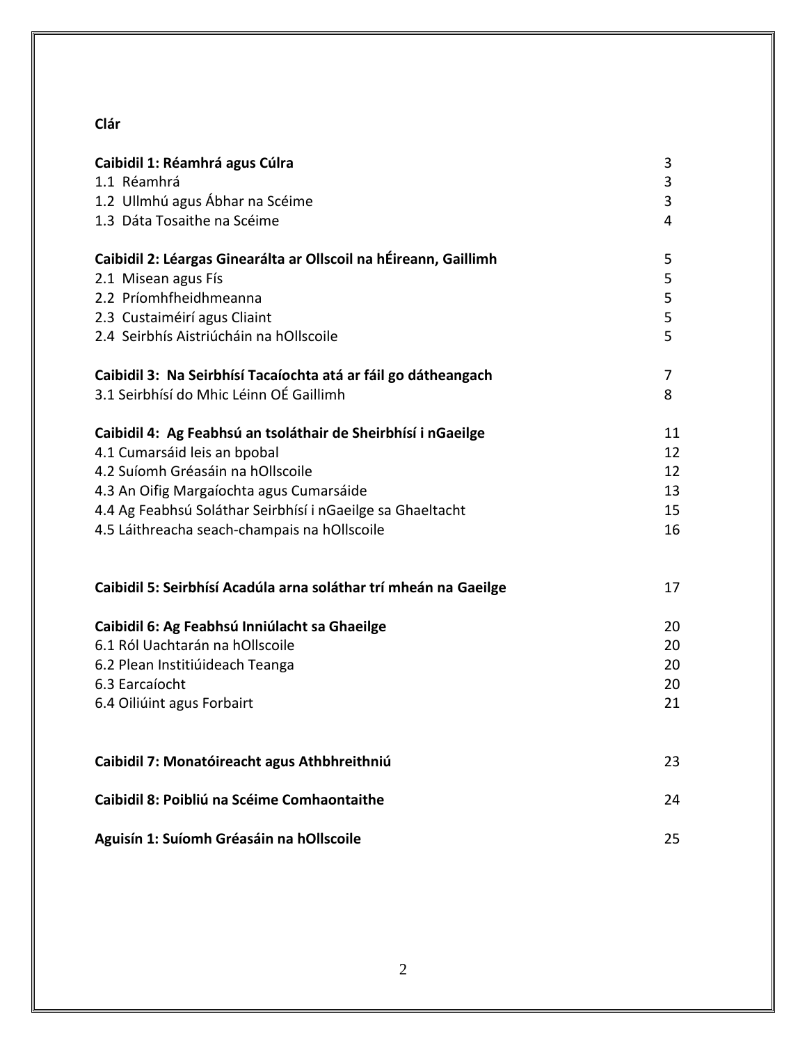**Clár**

| | |
|---|---|
| **Caibidil 1: Réamhrá agus Cúlra** | 3 |
| 1.1 Réamhrá | 3 |
| 1.2 Ullmhú agus Ábhar na Scéime | 3 |
| 1.3 Dáta Tosaithe na Scéime | 4 |
| **Caibidil 2: Léargas Ginearálta ar Ollscoil na hÉireann, Gaillimh** | 5 |
| 2.1 Misean agus Fís | 5 |
| 2.2 Príomhfheidhmeanna | 5 |
| 2.3 Custaiméirí agus Cliaint | 5 |
| 2.4 Seirbhís Aistriúcháin na hOllscoile | 5 |
| **Caibidil 3: Na Seirbhísí Tacaíochta atá ar fáil go dátheangach** | 7 |
| 3.1 Seirbhísí do Mhic Léinn OÉ Gaillimh | 8 |
| **Caibidil 4: Ag Feabhsú an tsoláthair de Sheirbhísí i nGaeilge** | 11 |
| 4.1 Cumarsáid leis an bpobal | 12 |
| 4.2 Suíomh Gréasáin na hOllscoile | 12 |
| 4.3 An Oifig Margaíochta agus Cumarsáide | 13 |
| 4.4 Ag Feabhsú Soláthar Seirbhísí i nGaeilge sa Ghaeltacht | 15 |
| 4.5 Láithreacha seach-champais na hOllscoile | 16 |
| **Caibidil 5: Seirbhísí Acadúla arna soláthar trí mheán na Gaeilge** | 17 |
| **Caibidil 6: Ag Feabhsú Inniúlacht sa Ghaeilge** | 20 |
| 6.1 Ról Uachtarán na hOllscoile | 20 |
| 6.2 Plean Institiúideach Teanga | 20 |
| 6.3 Earcaíocht | 20 |
| 6.4 Oiliúint agus Forbairt | 21 |
| **Caibidil 7: Monatóireacht agus Athbhreithniú** | 23 |
| **Caibidil 8: Poibliú na Scéime Comhaontaithe** | 24 |
| **Aguisín 1: Suíomh Gréasáin na hOllscoile** | 25 |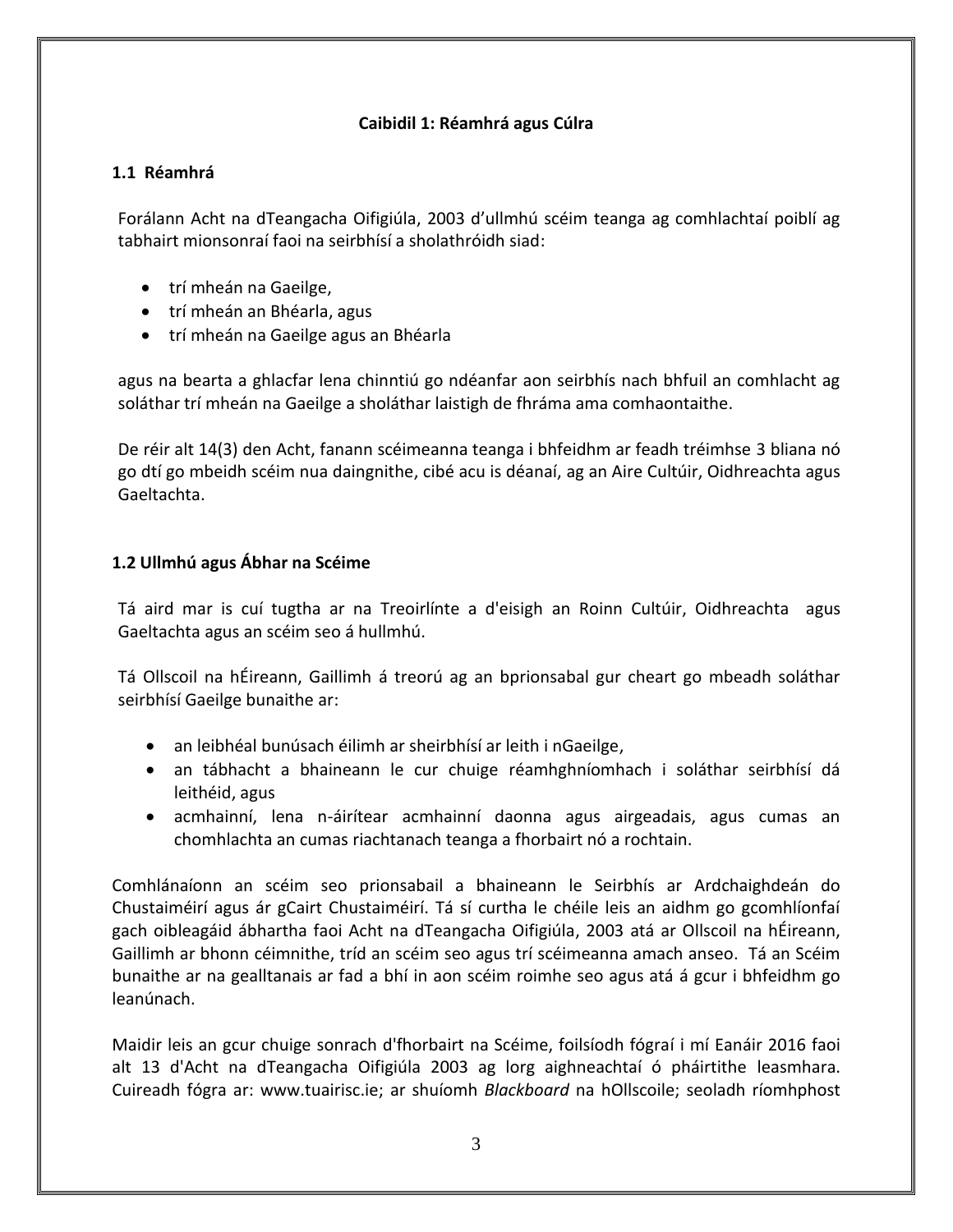# Caibidil 1: Réamhrá agus Cúlra

## 1.1 Réamhrá

Forálann Acht na dTeangacha Oifigiúla, 2003 d'ullmhú scéim teanga ag comhlachtaí poiblí ag tabhairt mionsonraí faoi na seirbhísí a sholathróidh siad:

- trí mheán na Gaeilge,
- trí mheán an Bhéarla, agus
- trí mheán na Gaeilge agus an Bhéarla

agus na bearta a ghlacfar lena chinntiú go ndéanfar aon seirbhís nach bhfuil an comhlacht ag soláthar trí mheán na Gaeilge a sholáthar laistigh de fhráma ama comhaontaithe.

De réir alt 14(3) den Acht, fanann scéimeanna teanga i bhfeidhm ar feadh tréimhse 3 bliana nó go dtí go mbeidh scéim nua daingnithe, cibé acu is déanaí, ag an Aire Cultúir, Oidhreachta agus Gaeltachta.

## 1.2 Ullmhú agus Ábhar na Scéime

Tá aird mar is cuí tugtha ar na Treoirlínte a d'eisigh an Roinn Cultúir, Oidhreachta agus Gaeltachta agus an scéim seo á hullmhú.

Tá Ollscoil na hÉireann, Gaillimh á treorú ag an bprionsabal gur cheart go mbeadh soláthar seirbhísí Gaeilge bunaithe ar:

- an leibhéal bunúsach éilimh ar sheirbhísí ar leith i nGaeilge,
- an tábhacht a bhaineann le cur chuige réamhghníomhach i soláthar seirbhísí dá leithéid, agus
- acmhainní, lena n-áirítear acmhainní daonna agus airgeadais, agus cumas an chomhlachta an cumas riachtanach teanga a fhorbairt nó a rochtain.

Comhlánaíonn an scéim seo prionsabail a bhaineann le Seirbhís ar Ardchaighdeán do Chustaiméirí agus ár gCairt Chustaiméirí. Tá sí curtha le chéile leis an aidhm go gcomhlíonfaí gach oibleagáid ábhartha faoi Acht na dTeangacha Oifigiúla, 2003 atá ar Ollscoil na hÉireann, Gaillimh ar bhonn céimnithe, tríd an scéim seo agus trí scéimeanna amach anseo. Tá an Scéim bunaithe ar na gealltanais ar fad a bhí in aon scéim roimhe seo agus atá á gcur i bhfeidhm go leanúnach.

Maidir leis an gcur chuige sonrach d'fhorbairt na Scéime, foilsíodh fógraí i mí Eanáir 2016 faoi alt 13 d'Acht na dTeangacha Oifigiúla 2003 ag lorg aighneachtaí ó pháirtithe leasmhara. Cuireadh fógra ar: www.tuairisc.ie; ar shuíomh *Blackboard* na hOllscoile; seoladh ríomhphost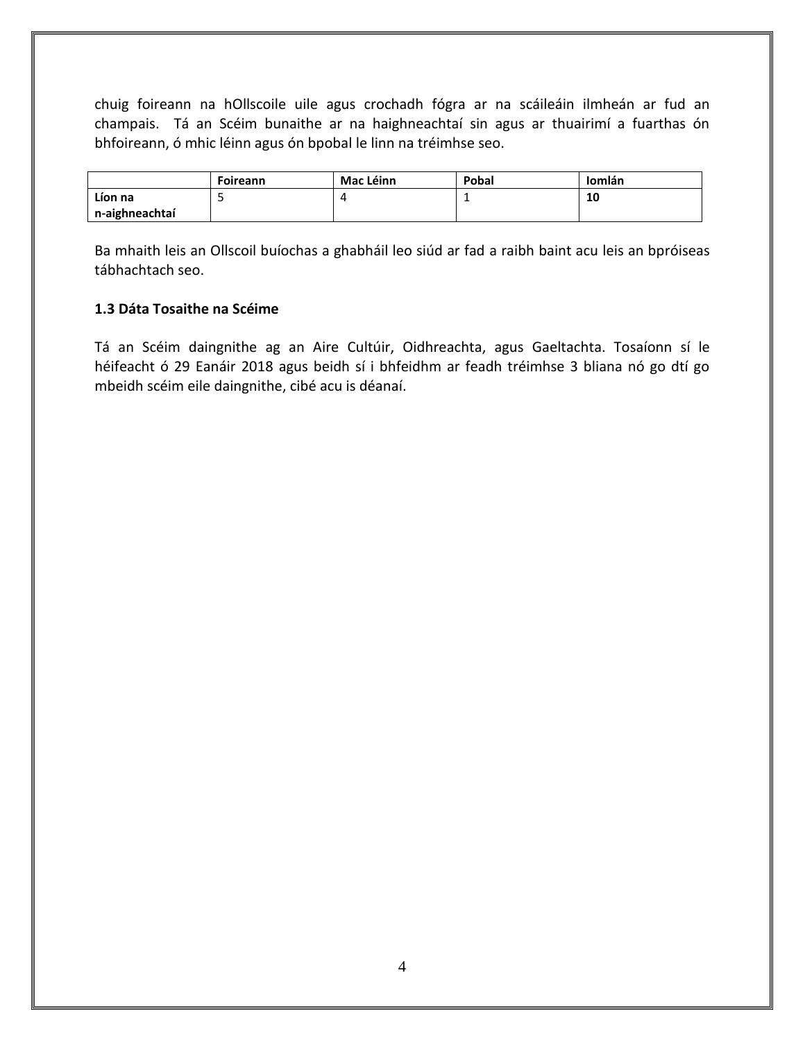chuig foireann na hOllscoile uile agus crochadh fógra ar na scáileáin ilmheán ar fud an champais. Tá an Scéim bunaithe ar na haighneachtaí sin agus ar thuairimí a fuarthas ón bhfoireann, ó mhic léinn agus ón bpobal le linn na tréimhse seo.

| | Foireann | Mac Léinn | Pobal | Iomlán |
|---|---|---|---|---|
| **Líon na n-aighneachtaí** | 5 | 4 | 1 | **10** |

Ba mhaith leis an Ollscoil buíochas a ghabháil leo siúd ar fad a raibh baint acu leis an bpróiseas tábhachtach seo.

### 1.3 Dáta Tosaithe na Scéime

Tá an Scéim daingnithe ag an Aire Cultúir, Oidhreachta, agus Gaeltachta. Tosaíonn sí le héifeacht ó 29 Eanáir 2018 agus beidh sí i bhfeidhm ar feadh tréimhse 3 bliana nó go dtí go mbeidh scéim eile daingnithe, cibé acu is déanaí.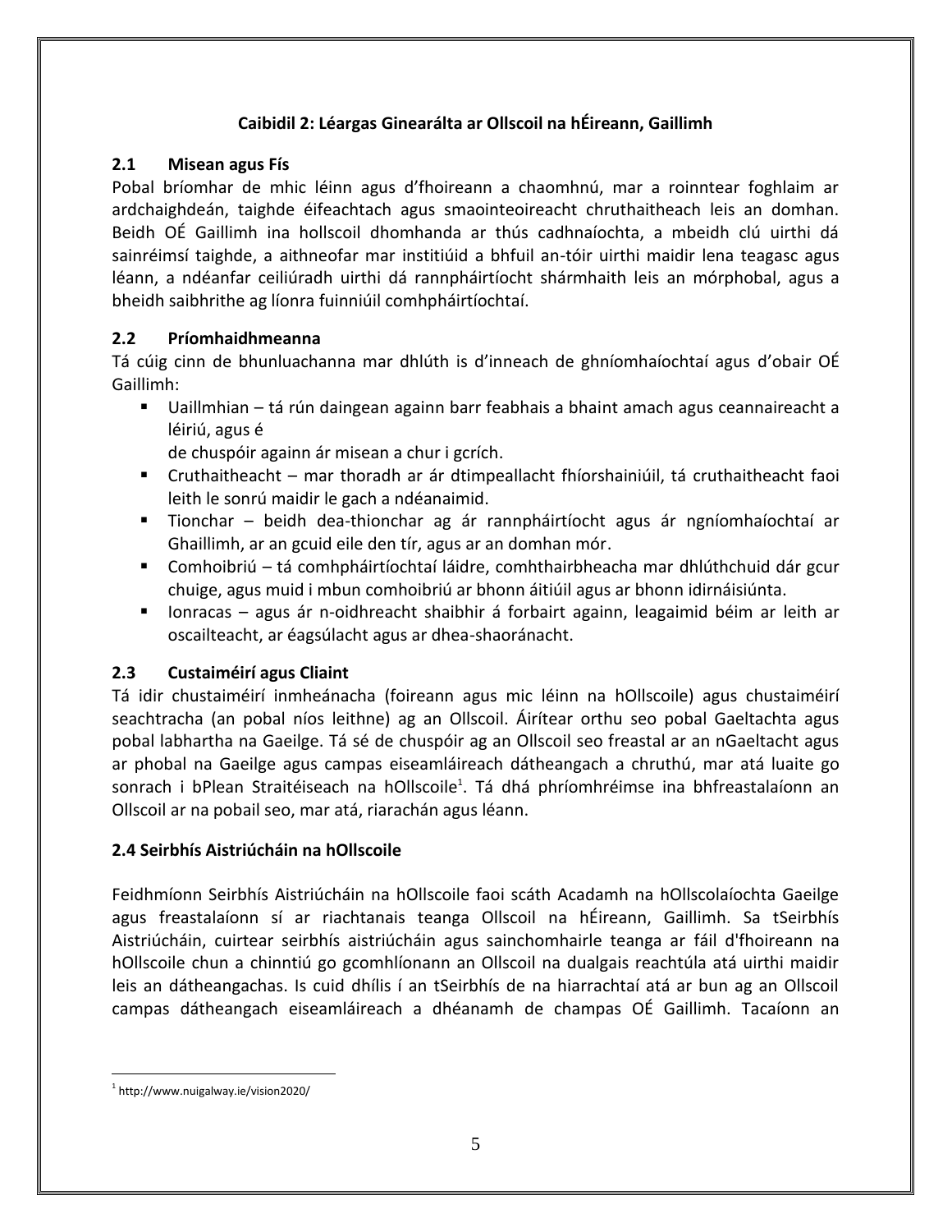## Caibidil 2: Léargas Ginearálta ar Ollscoil na hÉireann, Gaillimh

### 2.1 Misean agus Fís

Pobal bríomhar de mhic léinn agus d'fhoireann a chaomhnú, mar a roinntear foghlaim ar ardchaighdeán, taighde éifeachtach agus smaointeoireacht chruthaitheach leis an domhan. Beidh OÉ Gaillimh ina hollscoil dhomhanda ar thús cadhnaíochta, a mbeidh clú uirthi dá sainréimsí taighde, a aithneofar mar institiúid a bhfuil an-tóir uirthi maidir lena teagasc agus léann, a ndéanfar ceiliúradh uirthi dá rannpháirtíocht shármhaith leis an mórphobal, agus a bheidh saibhrithe ag líonra fuinniúil comhpháirtíochtaí.

### 2.2 Príomhaidhmeanna

Tá cúig cinn de bhunluachanna mar dhlúth is d'inneach de ghníomhaíochtaí agus d'obair OÉ Gaillimh:

- Uaillmhian – tá rún daingean againn barr feabhais a bhaint amach agus ceannaireacht a léiriú, agus é de chuspóir againn ár misean a chur i gcrích.
- Cruthaitheacht – mar thoradh ar ár dtimpeallacht fhíorshainiúil, tá cruthaitheacht faoi leith le sonrú maidir le gach a ndéanaimid.
- Tionchar – beidh dea-thionchar ag ár rannpháirtíocht agus ár ngníomhaíochtaí ar Ghaillimh, ar an gcuid eile den tír, agus ar an domhan mór.
- Comhoibriú – tá comhpháirtíochtaí láidre, comhthairbheacha mar dhlúthchuid dár gcur chuige, agus muid i mbun comhoibriú ar bhonn áitiúil agus ar bhonn idirnáisiúnta.
- Ionracas – agus ár n-oidhreacht shaibhir á forbairt againn, leagaimid béim ar leith ar oscailteacht, ar éagsúlacht agus ar dhea-shaoránacht.

### 2.3 Custaiméirí agus Cliaint

Tá idir chustaiméirí inmheánacha (foireann agus mic léinn na hOllscoile) agus chustaiméirí seachtracha (an pobal níos leithne) ag an Ollscoil. Áirítear orthu seo pobal Gaeltachta agus pobal labhartha na Gaeilge. Tá sé de chuspóir ag an Ollscoil seo freastal ar an nGaeltacht agus ar phobal na Gaeilge agus campas eiseamláireach dátheangach a chruthú, mar atá luaite go sonrach i bPlean Straitéiseach na hOllscoile[1]. Tá dhá phríomhréimse ina bhfreastalaíonn an Ollscoil ar na pobail seo, mar atá, riarachán agus léann.

### 2.4 Seirbhís Aistriúcháin na hOllscoile

Feidhmíonn Seirbhís Aistriúcháin na hOllscoile faoi scáth Acadamh na hOllscolaíochta Gaeilge agus freastalaíonn sí ar riachtanais teanga Ollscoil na hÉireann, Gaillimh. Sa tSeirbhís Aistriúcháin, cuirtear seirbhís aistriúcháin agus sainchomhairle teanga ar fáil d'fhoireann na hOllscoile chun a chinntiú go gcomhlíonann an Ollscoil na dualgais reachtúla atá uirthi maidir leis an dátheangachas. Is cuid dhílis í an tSeirbhís de na hiarrachtaí atá ar bun ag an Ollscoil campas dátheangach eiseamláireach a dhéanamh de champas OÉ Gaillimh. Tacaíonn an

---

[1] http://www.nuigalway.ie/vision2020/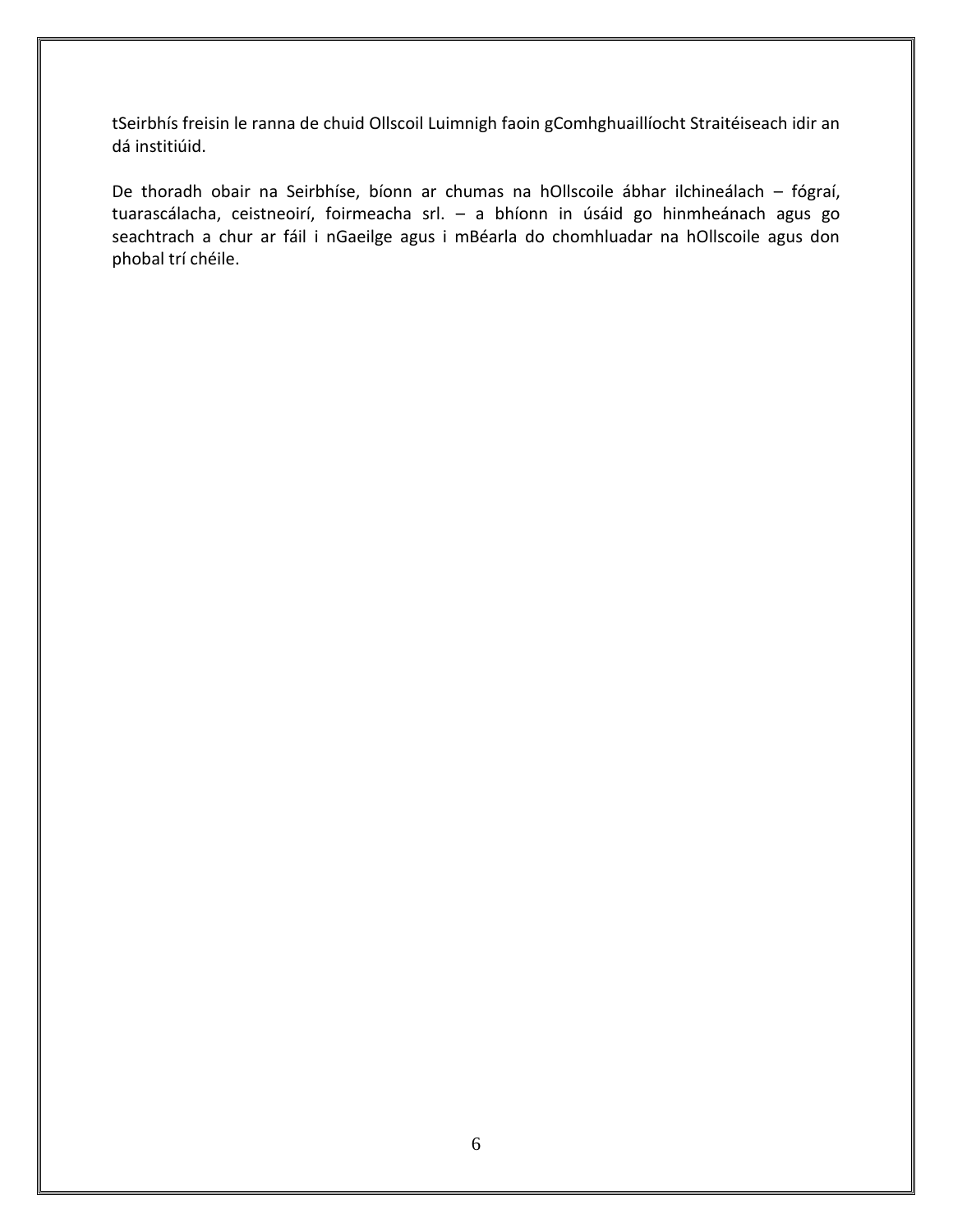tSeirbhís freisin le ranna de chuid Ollscoil Luimnigh faoin gComhghuaillíocht Straitéiseach idir an dá institiúid.

De thoradh obair na Seirbhíse, bíonn ar chumas na hOllscoile ábhar ilchineálach – fógraí, tuarascálacha, ceistneoirí, foirmeacha srl. – a bhíonn in úsáid go hinmheánach agus go seachtrach a chur ar fáil i nGaeilge agus i mBéarla do chomhluadar na hOllscoile agus don phobal trí chéile.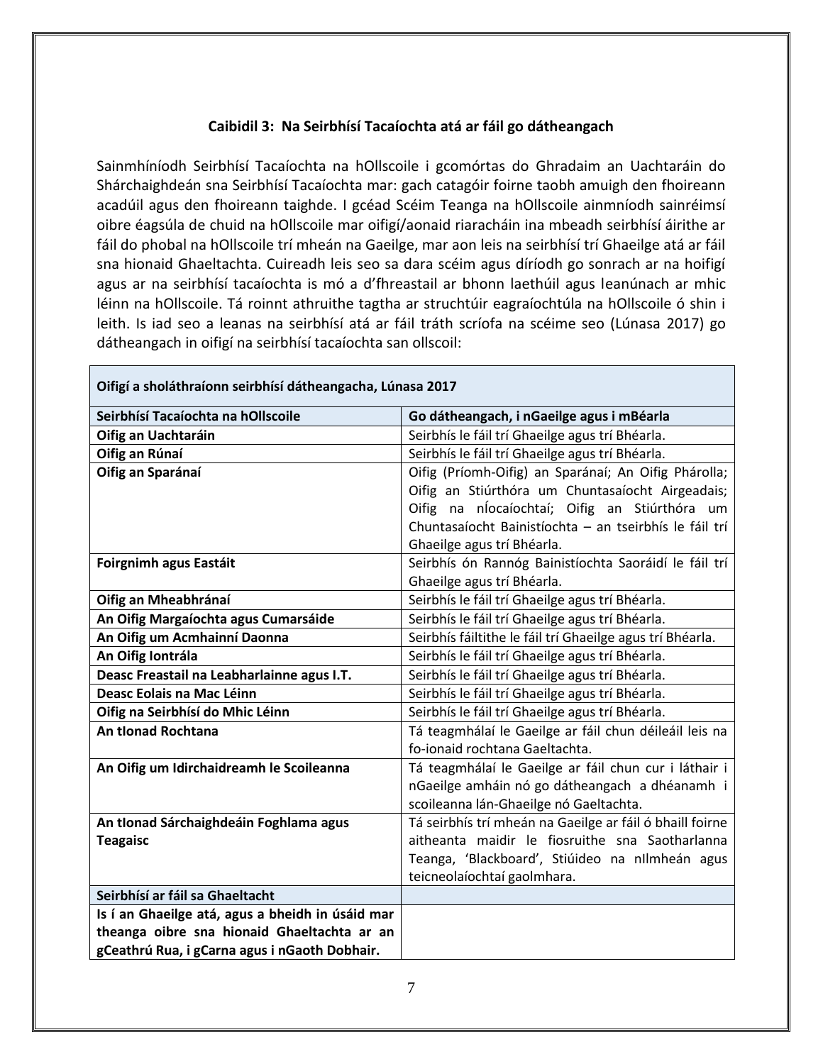## Caibidil 3: Na Seirbhísí Tacaíochta atá ar fáil go dátheangach

Sainmhíníodh Seirbhísí Tacaíochta na hOllscoile i gcomórtas do Ghradaim an Uachtaráin do Shárchaighdeán sna Seirbhísí Tacaíochta mar: gach catagóir foirne taobh amuigh den fhoireann acadúil agus den fhoireann taighde. I gcéad Scéim Teanga na hOllscoile ainmníodh sainréimsí oibre éagsúla de chuid na hOllscoile mar oifigí/aonaid riaracháin ina mbeadh seirbhísí áirithe ar fáil do phobal na hOllscoile trí mheán na Gaeilge, mar aon leis na seirbhísí trí Ghaeilge atá ar fáil sna hionaid Ghaeltachta. Cuireadh leis seo sa dara scéim agus díríodh go sonrach ar na hoifigí agus ar na seirbhísí tacaíochta is mó a d'fhreastail ar bhonn laethúil agus leanúnach ar mhic léinn na hOllscoile. Tá roinnt athruithe tagtha ar struchtúir eagraíochtúla na hOllscoile ó shin i leith. Is iad seo a leanas na seirbhísí atá ar fáil tráth scríofa na scéime seo (Lúnasa 2017) go dátheangach in oifigí na seirbhísí tacaíochta san ollscoil:

| **Oifigí a sholáthraíonn seirbhísí dátheangacha, Lúnasa 2017** | |
|---|---|
| **Seirbhísí Tacaíochta na hOllscoile** | **Go dátheangach, i nGaeilge agus i mBéarla** |
| **Oifig an Uachtaráin** | Seirbhís le fáil trí Ghaeilge agus trí Bhéarla. |
| **Oifig an Rúnaí** | Seirbhís le fáil trí Ghaeilge agus trí Bhéarla. |
| **Oifig an Sparánaí** | Oifig (Príomh-Oifig) an Sparánaí; An Oifig Phárolla; Oifig an Stiúrthóra um Chuntasaíocht Airgeadais; Oifig na nÍocaíochtaí; Oifig an Stiúrthóra um Chuntasaíocht Bainistíochta – an tseirbhís le fáil trí Ghaeilge agus trí Bhéarla. |
| **Foirgnimh agus Eastáit** | Seirbhís ón Rannóg Bainistíochta Saoráidí le fáil trí Ghaeilge agus trí Bhéarla. |
| **Oifig an Mheabhránaí** | Seirbhís le fáil trí Ghaeilge agus trí Bhéarla. |
| **An Oifig Margaíochta agus Cumarsáide** | Seirbhís le fáil trí Ghaeilge agus trí Bhéarla. |
| **An Oifig um Acmhainní Daonna** | Seirbhís fáiltithe le fáil trí Ghaeilge agus trí Bhéarla. |
| **An Oifig Iontrála** | Seirbhís le fáil trí Ghaeilge agus trí Bhéarla. |
| **Deasc Freastail na Leabharlainne agus I.T.** | Seirbhís le fáil trí Ghaeilge agus trí Bhéarla. |
| **Deasc Eolais na Mac Léinn** | Seirbhís le fáil trí Ghaeilge agus trí Bhéarla. |
| **Oifig na Seirbhísí do Mhic Léinn** | Seirbhís le fáil trí Ghaeilge agus trí Bhéarla. |
| **An tIonad Rochtana** | Tá teagmhálaí le Gaeilge ar fáil chun déileáil leis na fo-ionaid rochtana Gaeltachta. |
| **An Oifig um Idirchaidreamh le Scoileanna** | Tá teagmhálaí le Gaeilge ar fáil chun cur i láthair i nGaeilge amháin nó go dátheangach a dhéanamh i scoileanna lán-Ghaeilge nó Gaeltachta. |
| **An tIonad Sárchaighdeáin Foghlama agus Teagaisc** | Tá seirbhís trí mheán na Gaeilge ar fáil ó bhaill foirne aitheanta maidir le fiosruithe sna Saotharlanna Teanga, 'Blackboard', Stiúideo na nIlmheán agus teicneolaíochtaí gaolmhara. |
| **Seirbhísí ar fáil sa Ghaeltacht** | |
| **Is í an Ghaeilge atá, agus a bheidh in úsáid mar theanga oibre sna hionaid Ghaeltachta ar an gCeathrú Rua, i gCarna agus i nGaoth Dobhair.** | |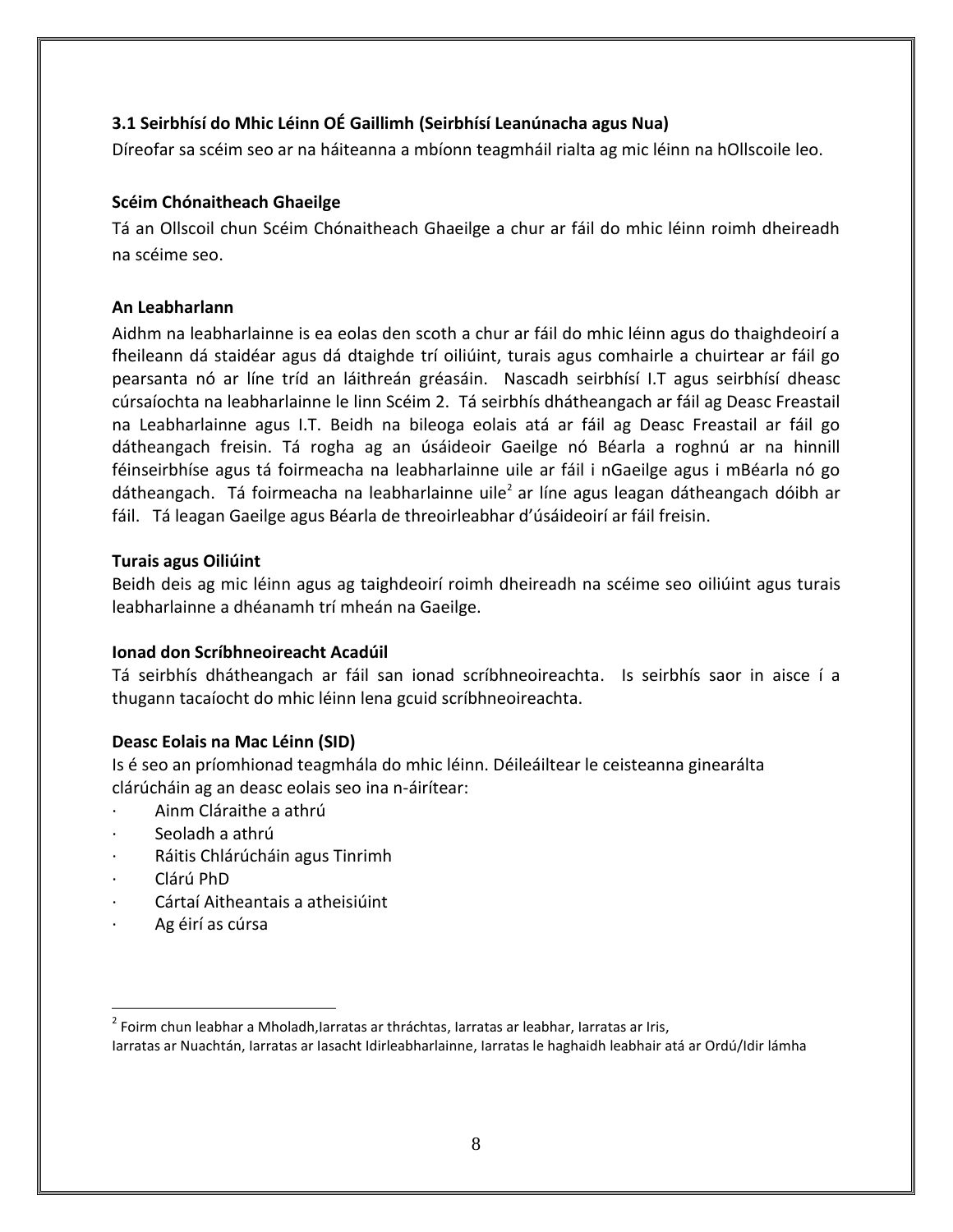### 3.1 Seirbhísí do Mhic Léinn OÉ Gaillimh (Seirbhísí Leanúnacha agus Nua)

Díreofar sa scéim seo ar na háiteanna a mbíonn teagmháil rialta ag mic léinn na hOllscoile leo.

**Scéim Chónaitheach Ghaeilge**

Tá an Ollscoil chun Scéim Chónaitheach Ghaeilge a chur ar fáil do mhic léinn roimh dheireadh na scéime seo.

**An Leabharlann**

Aidhm na leabharlainne is ea eolas den scoth a chur ar fáil do mhic léinn agus do thaighdeoirí a fheileann dá staidéar agus dá dtaighde trí oiliúint, turais agus comhairle a chuirtear ar fáil go pearsanta nó ar líne tríd an láithreán gréasáin. Nascadh seirbhísí I.T agus seirbhísí dheasc cúrsaíochta na leabharlainne le linn Scéim 2. Tá seirbhís dhátheangach ar fáil ag Deasc Freastail na Leabharlainne agus I.T. Beidh na bileoga eolais atá ar fáil ag Deasc Freastail ar fáil go dátheangach freisin. Tá rogha ag an úsáideoir Gaeilge nó Béarla a roghnú ar na hinnill féinseirbhíse agus tá foirmeacha na leabharlainne uile ar fáil i nGaeilge agus i mBéarla nó go dátheangach. Tá foirmeacha na leabharlainne uile[2] ar líne agus leagan dátheangach dóibh ar fáil. Tá leagan Gaeilge agus Béarla de threoirleabhar d'úsáideoirí ar fáil freisin.

**Turais agus Oiliúint**

Beidh deis ag mic léinn agus ag taighdeoirí roimh dheireadh na scéime seo oiliúint agus turais leabharlainne a dhéanamh trí mheán na Gaeilge.

**Ionad don Scríbhneoireacht Acadúil**

Tá seirbhís dhátheangach ar fáil san ionad scríbhneoireachta. Is seirbhís saor in aisce í a thugann tacaíocht do mhic léinn lena gcuid scríbhneoireachta.

**Deasc Eolais na Mac Léinn (SID)**

Is é seo an príomhionad teagmhála do mhic léinn. Déileáiltear le ceisteanna ginearálta clárúcháin ag an deasc eolais seo ina n-áirítear:

- Ainm Cláraithe a athrú
- Seoladh a athrú
- Ráitis Chlárúcháin agus Tinrimh
- Clárú PhD
- Cártaí Aitheantais a atheisiúint
- Ag éirí as cúrsa

---

[2] Foirm chun leabhar a Mholadh,Iarratas ar thráchtas, Iarratas ar leabhar, Iarratas ar Iris, Iarratas ar Nuachtán, Iarratas ar Iasacht Idirleabharlainne, Iarratas le haghaidh leabhair atá ar Ordú/Idir lámha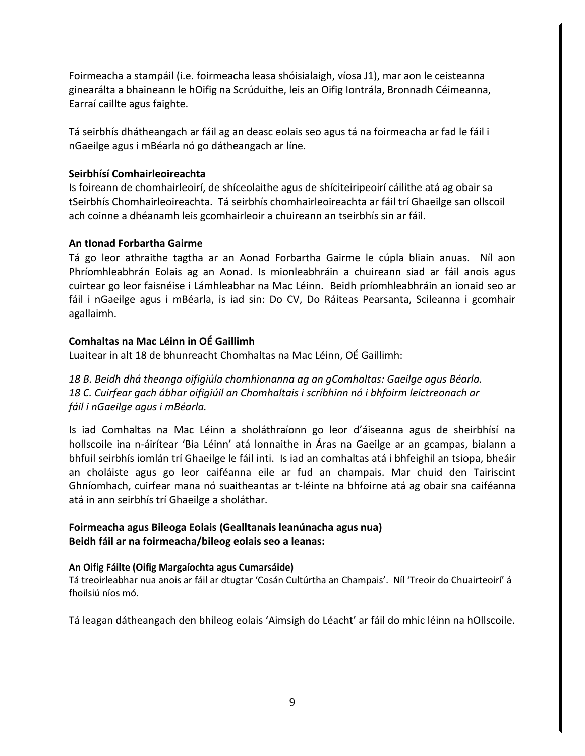Foirmeacha a stampáil (i.e. foirmeacha leasa shóisialaigh, víosa J1), mar aon le ceisteanna ginearálta a bhaineann le hOifig na Scrúduithe, leis an Oifig Iontrála, Bronnadh Céimeanna, Earraí caillte agus faighte.

Tá seirbhís dhátheangach ar fáil ag an deasc eolais seo agus tá na foirmeacha ar fad le fáil i nGaeilge agus i mBéarla nó go dátheangach ar líne.

**Seirbhísí Comhairleoireachta**

Is foireann de chomhairleoirí, de shíceolaithe agus de shíciteiripeoirí cáilithe atá ag obair sa tSeirbhís Chomhairleoireachta. Tá seirbhís chomhairleoireachta ar fáil trí Ghaeilge san ollscoil ach coinne a dhéanamh leis gcomhairleoir a chuireann an tseirbhís sin ar fáil.

**An tIonad Forbartha Gairme**

Tá go leor athraithe tagtha ar an Aonad Forbartha Gairme le cúpla bliain anuas. Níl aon Phríomhleabhrán Eolais ag an Aonad. Is mionleabhráin a chuireann siad ar fáil anois agus cuirtear go leor faisnéise i Lámhleabhar na Mac Léinn. Beidh príomhleabhráin an ionaid seo ar fáil i nGaeilge agus i mBéarla, is iad sin: Do CV, Do Ráiteas Pearsanta, Scileanna i gcomhair agallaimh.

**Comhaltas na Mac Léinn in OÉ Gaillimh**

Luaitear in alt 18 de bhunreacht Chomhaltas na Mac Léinn, OÉ Gaillimh:

*18 B. Beidh dhá theanga oifigiúla chomhionanna ag an gComhaltas: Gaeilge agus Béarla.*
*18 C. Cuirfear gach ábhar oifigiúil an Chomhaltais i scríbhinn nó i bhfoirm leictreonach ar fáil i nGaeilge agus i mBéarla.*

Is iad Comhaltas na Mac Léinn a sholáthraíonn go leor d'áiseanna agus de sheirbhísí na hollscoile ina n-áirítear 'Bia Léinn' atá lonnaithe in Áras na Gaeilge ar an gcampas, bialann a bhfuil seirbhís iomlán trí Ghaeilge le fáil inti. Is iad an comhaltas atá i bhfeighil an tsiopa, bheáir an choláiste agus go leor caiféanna eile ar fud an champais. Mar chuid den Tairiscint Ghníomhach, cuirfear mana nó suaitheantas ar t-léinte na bhfoirne atá ag obair sna caiféanna atá in ann seirbhís trí Ghaeilge a sholáthar.

**Foirmeacha agus Bileoga Eolais (Gealltanais leanúnacha agus nua)**
**Beidh fáil ar na foirmeacha/bileog eolais seo a leanas:**

**An Oifig Fáilte (Oifig Margaíochta agus Cumarsáide)**

Tá treoirleabhar nua anois ar fáil ar dtugtar 'Cosán Cultúrtha an Champais'. Níl 'Treoir do Chuairteoirí' á fhoilsiú níos mó.

Tá leagan dátheangach den bhileog eolais 'Aimsigh do Léacht' ar fáil do mhic léinn na hOllscoile.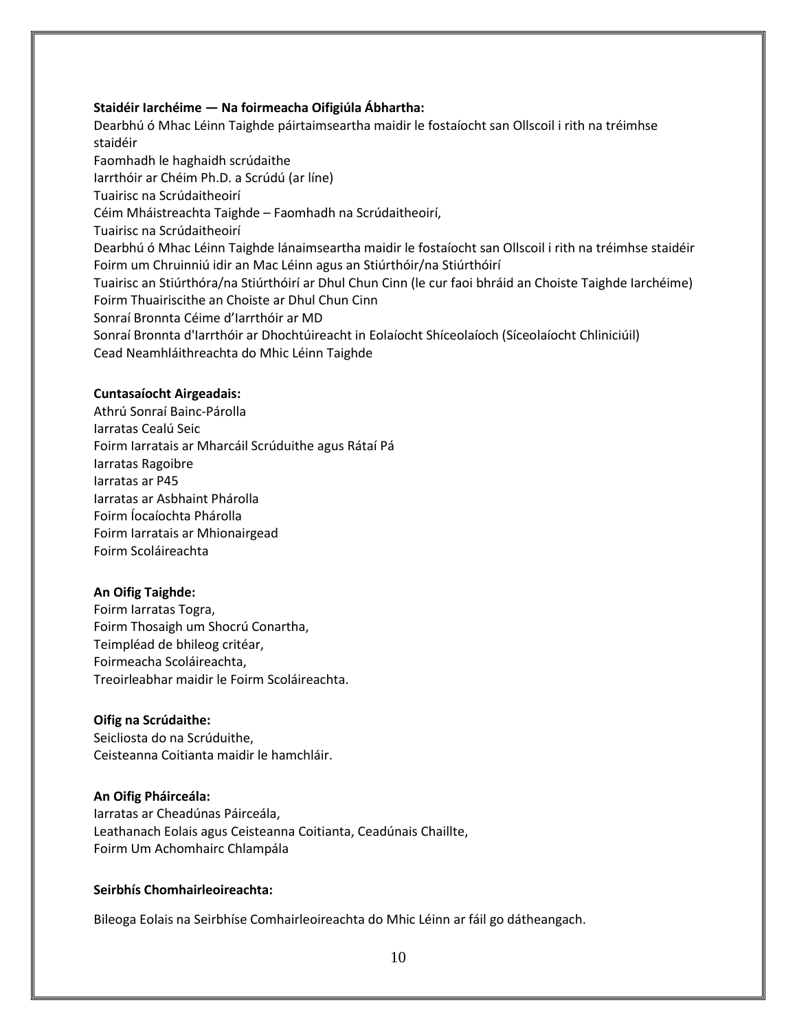**Staidéir Iarchéime — Na foirmeacha Oifigiúla Ábhartha:**

Dearbhú ó Mhac Léinn Taighde páirtaimseartha maidir le fostaíocht san Ollscoil i rith na tréimhse staidéir
Faomhadh le haghaidh scrúdaithe
Iarrthóir ar Chéim Ph.D. a Scrúdú (ar líne)
Tuairisc na Scrúdaitheoirí
Céim Mháistreachta Taighde – Faomhadh na Scrúdaitheoirí,
Tuairisc na Scrúdaitheoirí
Dearbhú ó Mhac Léinn Taighde lánaimseartha maidir le fostaíocht san Ollscoil i rith na tréimhse staidéir
Foirm um Chruinniú idir an Mac Léinn agus an Stiúrthóir/na Stiúrthóirí
Tuairisc an Stiúrthóra/na Stiúrthóirí ar Dhul Chun Cinn (le cur faoi bhráid an Choiste Taighde Iarchéime)
Foirm Thuairiscithe an Choiste ar Dhul Chun Cinn
Sonraí Bronnta Céime d'Iarrthóir ar MD
Sonraí Bronnta d'Iarrthóir ar Dhochtúireacht in Eolaíocht Shíceolaíoch (Síceolaíocht Chliniciúil)
Cead Neamhláithreachta do Mhic Léinn Taighde

**Cuntasaíocht Airgeadais:**

Athrú Sonraí Bainc-Párolla
Iarratas Cealú Seic
Foirm Iarratais ar Mharcáil Scrúduithe agus Rátaí Pá
Iarratas Ragoibre
Iarratas ar P45
Iarratas ar Asbhaint Phárolla
Foirm Íocaíochta Phárolla
Foirm Iarratais ar Mhionairgead
Foirm Scoláireachta

**An Oifig Taighde:**

Foirm Iarratas Togra,
Foirm Thosaigh um Shocrú Conartha,
Teimpléad de bhileog critéar,
Foirmeacha Scoláireachta,
Treoirleabhar maidir le Foirm Scoláireachta.

**Oifig na Scrúdaithe:**

Seicliosta do na Scrúduithe,
Ceisteanna Coitianta maidir le hamchláir.

**An Oifig Pháirceála:**

Iarratas ar Cheadúnas Páirceála,
Leathanach Eolais agus Ceisteanna Coitianta, Ceadúnais Chaillte,
Foirm Um Achomhairc Chlampála

**Seirbhís Chomhairleoireachta:**

Bileoga Eolais na Seirbhíse Comhairleoireachta do Mhic Léinn ar fáil go dátheangach.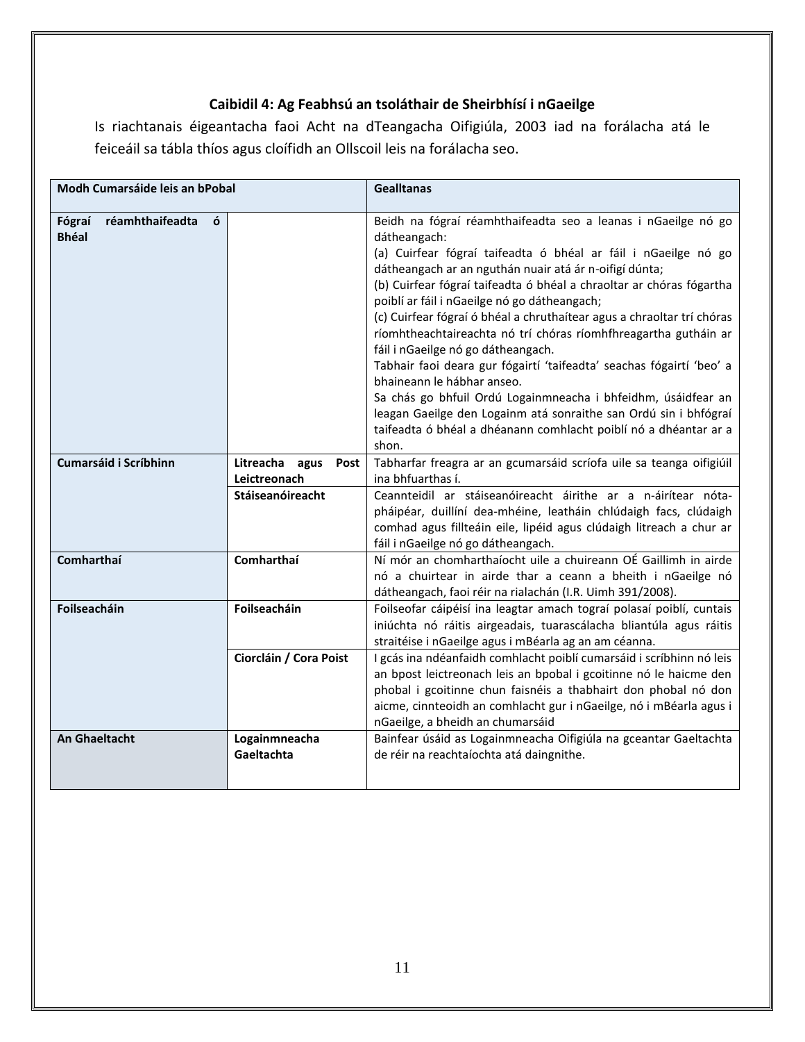## Caibidil 4: Ag Feabhsú an tsoláthair de Sheirbhísí i nGaeilge

Is riachtanais éigeantacha faoi Acht na dTeangacha Oifigiúla, 2003 iad na forálacha atá le feiceáil sa tábla thíos agus cloífidh an Ollscoil leis na forálacha seo.

| Modh Cumarsáide leis an bPobal | | Gealltanas |
|---|---|---|
| **Fógraí réamhthaifeadta ó Bhéal** | | Beidh na fógraí réamhthaifeadta seo a leanas i nGaeilge nó go dátheangach:<br>(a) Cuirfear fógraí taifeadta ó bhéal ar fáil i nGaeilge nó go dátheangach ar an nguthán nuair atá ár n-oifigí dúnta;<br>(b) Cuirfear fógraí taifeadta ó bhéal a chraoltar ar chóras fógartha poiblí ar fáil i nGaeilge nó go dátheangach;<br>(c) Cuirfear fógraí ó bhéal a chruthaítear agus a chraoltar trí chóras ríomhtheachtaireachta nó trí chóras ríomhfhreagartha gutháin ar fáil i nGaeilge nó go dátheangach.<br>Tabhair faoi deara gur fógairtí 'taifeadta' seachas fógairtí 'beo' a bhaineann le hábhar anseo.<br>Sa chás go bhfuil Ordú Logainmneacha i bhfeidhm, úsáidfear an leagan Gaeilge den Logainm atá sonraithe san Ordú sin i bhfógraí taifeadta ó bhéal a dhéanann comhlacht poiblí nó a dhéantar ar a shon. |
| **Cumarsáid i Scríbhinn** | **Litreacha agus Post Leictreonach** | Tabharfar freagra ar an gcumarsáid scríofa uile sa teanga oifigiúil ina bhfuarthas í. |
| | **Stáiseanóireacht** | Ceannteidil ar stáiseanóireacht áirithe ar a n-áirítear nóta-pháipéar, duillíní dea-mhéine, leatháin chlúdaigh facs, clúdaigh comhad agus fillteáin eile, lipéid agus clúdaigh litreach a chur ar fáil i nGaeilge nó go dátheangach. |
| **Comharthaí** | **Comharthaí** | Ní mór an chomharthaíocht uile a chuireann OÉ Gaillimh in airde nó a chuirtear in airde thar a ceann a bheith i nGaeilge nó dátheangach, faoi réir na rialachán (I.R. Uimh 391/2008). |
| **Foilseacháin** | **Foilseacháin** | Foilseofar cáipéisí ina leagtar amach tograí polasaí poiblí, cuntais iniúchta nó ráitis airgeadais, tuarascálacha bliantúla agus ráitis straitéise i nGaeilge agus i mBéarla ag an am céanna. |
| | **Ciorcláin / Cora Poist** | I gcás ina ndéanfaidh comhlacht poiblí cumarsáid i scríbhinn nó leis an bpost leictreonach leis an bpobal i gcoitinne nó le haicme den phobal i gcoitinne chun faisnéis a thabhairt don phobal nó don aicme, cinnteoidh an comhlacht gur i nGaeilge, nó i mBéarla agus i nGaeilge, a bheidh an chumarsáid |
| **An Ghaeltacht** | **Logainmneacha Gaeltachta** | Bainfear úsáid as Logainmneacha Oifigiúla na gceantar Gaeltachta de réir na reachtaíochta atá daingnithe. |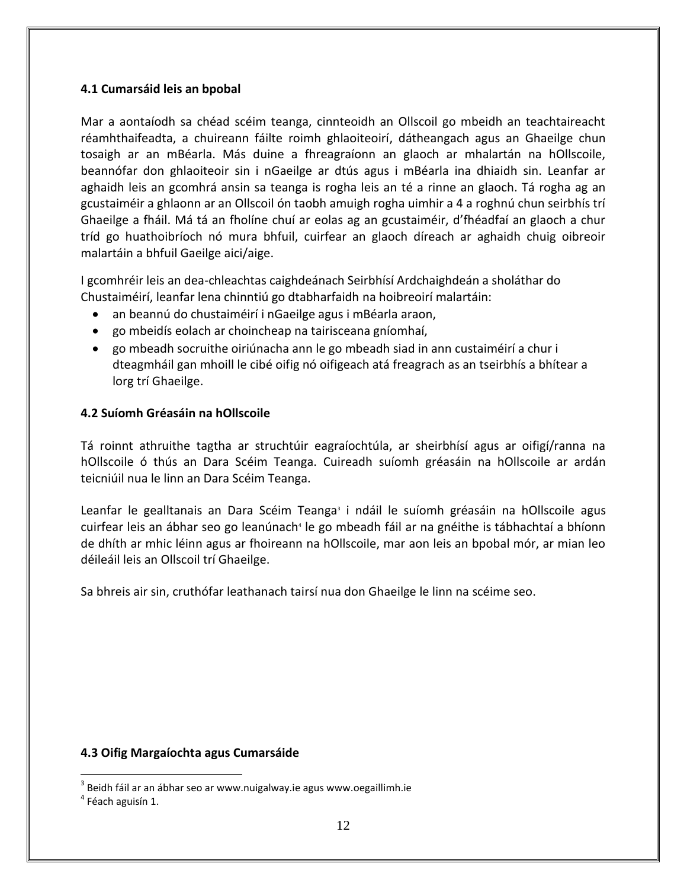**4.1 Cumarsáid leis an bpobal**

Mar a aontaíodh sa chéad scéim teanga, cinnteoidh an Ollscoil go mbeidh an teachtaireacht réamhthaifeadta, a chuireann fáilte roimh ghlaoiteoirí, dátheangach agus an Ghaeilge chun tosaigh ar an mBéarla. Más duine a fhreagraíonn an glaoch ar mhalartán na hOllscoile, beannófar don ghlaoiteoir sin i nGaeilge ar dtús agus i mBéarla ina dhiaidh sin. Leanfar ar aghaidh leis an gcomhrá ansin sa teanga is rogha leis an té a rinne an glaoch. Tá rogha ag an gcustaiméir a ghlaonn ar an Ollscoil ón taobh amuigh rogha uimhir a 4 a roghnú chun seirbhís trí Ghaeilge a fháil. Má tá an fholíne chuí ar eolas ag an gcustaiméir, d'fhéadfaí an glaoch a chur tríd go huathoibríoch nó mura bhfuil, cuirfear an glaoch díreach ar aghaidh chuig oibreoir malartáin a bhfuil Gaeilge aici/aige.

I gcomhréir leis an dea-chleachtas caighdeánach Seirbhísí Ardchaighdeán a sholáthar do Chustaiméirí, leanfar lena chinntiú go dtabharfaidh na hoibreoirí malartáin:

- an beannú do chustaiméirí i nGaeilge agus i mBéarla araon,
- go mbeidís eolach ar choincheap na tairisceana gníomhaí,
- go mbeadh socruithe oiriúnacha ann le go mbeadh siad in ann custaiméirí a chur i dteagmháil gan mhoill le cibé oifig nó oifigeach atá freagrach as an tseirbhís a bhítear a lorg trí Ghaeilge.

**4.2 Suíomh Gréasáin na hOllscoile**

Tá roinnt athruithe tagtha ar struchtúir eagraíochtúla, ar sheirbhísí agus ar oifigí/ranna na hOllscoile ó thús an Dara Scéim Teanga. Cuireadh suíomh gréasáin na hOllscoile ar ardán teicniúil nua le linn an Dara Scéim Teanga.

Leanfar le gealltanais an Dara Scéim Teanga[3] i ndáil le suíomh gréasáin na hOllscoile agus cuirfear leis an ábhar seo go leanúnach[4] le go mbeadh fáil ar na gnéithe is tábhachtaí a bhíonn de dhíth ar mhic léinn agus ar fhoireann na hOllscoile, mar aon leis an bpobal mór, ar mian leo déileáil leis an Ollscoil trí Ghaeilge.

Sa bhreis air sin, cruthófar leathanach tairsí nua don Ghaeilge le linn na scéime seo.

**4.3 Oifig Margaíochta agus Cumarsáide**

[3] Beidh fáil ar an ábhar seo ar www.nuigalway.ie agus www.oegaillimh.ie

[4] Féach aguisín 1.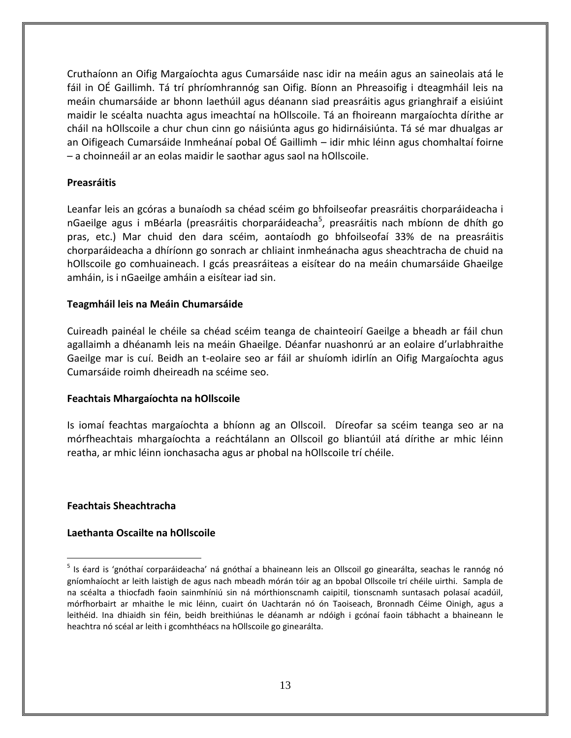Cruthaíonn an Oifig Margaíochta agus Cumarsáide nasc idir na meáin agus an saineolais atá le fáil in OÉ Gaillimh. Tá trí phríomhrannóg san Oifig. Bíonn an Phreasoifig i dteagmháil leis na meáin chumarsáide ar bhonn laethúil agus déanann siad preasráitis agus grianghraif a eisiúint maidir le scéalta nuachta agus imeachtaí na hOllscoile. Tá an fhoireann margaíochta dírithe ar cháil na hOllscoile a chur chun cinn go náisiúnta agus go hidirnáisiúnta. Tá sé mar dhualgas ar an Oifigeach Cumarsáide Inmheánaí pobal OÉ Gaillimh – idir mhic léinn agus chomhaltaí foirne – a choinneáil ar an eolas maidir le saothar agus saol na hOllscoile.

**Preasráitis**

Leanfar leis an gcóras a bunaíodh sa chéad scéim go bhfoilseofar preasráitis chorparáideacha i nGaeilge agus i mBéarla (preasráitis chorparáideacha[5], preasráitis nach mbíonn de dhíth go pras, etc.) Mar chuid den dara scéim, aontaíodh go bhfoilseofaí 33% de na preasráitis chorparáideacha a dhíríonn go sonrach ar chliaint inmheánacha agus sheachtracha de chuid na hOllscoile go comhuaineach. I gcás preasráiteas a eisítear do na meáin chumarsáide Ghaeilge amháin, is i nGaeilge amháin a eisítear iad sin.

**Teagmháil leis na Meáin Chumarsáide**

Cuireadh painéal le chéile sa chéad scéim teanga de chainteoirí Gaeilge a bheadh ar fáil chun agallaimh a dhéanamh leis na meáin Ghaeilge. Déanfar nuashonrú ar an eolaire d'urlabhraithe Gaeilge mar is cuí. Beidh an t-eolaire seo ar fáil ar shuíomh idirlín an Oifig Margaíochta agus Cumarsáide roimh dheireadh na scéime seo.

**Feachtais Mhargaíochta na hOllscoile**

Is iomaí feachtas margaíochta a bhíonn ag an Ollscoil. Díreofar sa scéim teanga seo ar na mórfheachtais mhargaíochta a reáchtálann an Ollscoil go bliantúil atá dírithe ar mhic léinn reatha, ar mhic léinn ionchasacha agus ar phobal na hOllscoile trí chéile.

**Feachtais Sheachtracha**

**Laethanta Oscailte na hOllscoile**

---

[5] Is éard is 'gnóthaí corparáideacha' ná gnóthaí a bhaineann leis an Ollscoil go ginearálta, seachas le rannóg nó gníomhaíocht ar leith laistigh de agus nach mbeadh mórán tóir ag an bpobal Ollscoile trí chéile uirthi. Sampla de na scéalta a thiocfadh faoin sainmhíniú sin ná mórthionscnamh caipitil, tionscnamh suntasach polasaí acadúil, mórfhorbairt ar mhaithe le mic léinn, cuairt ón Uachtarán nó ón Taoiseach, Bronnadh Céime Oinigh, agus a leithéid. Ina dhiaidh sin féin, beidh breithiúnas le déanamh ar ndóigh i gcónaí faoin tábhacht a bhaineann le heachtra nó scéal ar leith i gcomhthéacs na hOllscoile go ginearálta.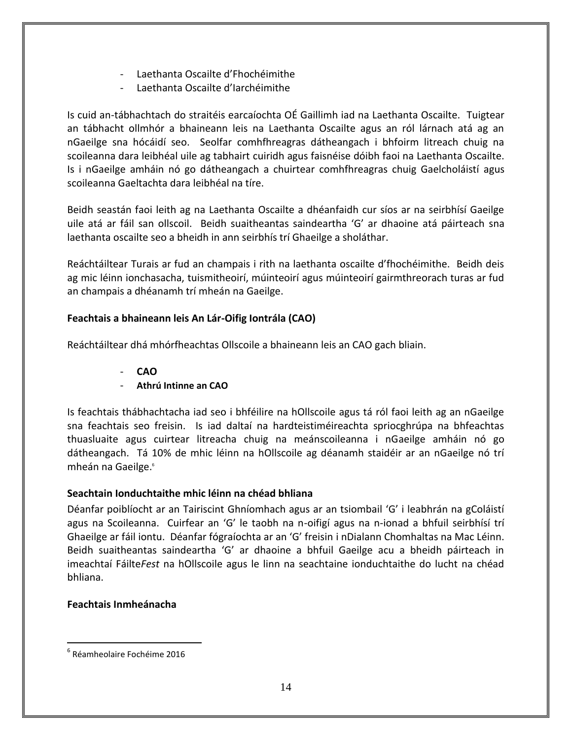- Laethanta Oscailte d'Fhochéimithe
- Laethanta Oscailte d'Iarchéimithe

Is cuid an-tábhachtach do straitéis earcaíochta OÉ Gaillimh iad na Laethanta Oscailte. Tuigtear an tábhacht ollmhór a bhaineann leis na Laethanta Oscailte agus an ról lárnach atá ag an nGaeilge sna hócáidí seo. Seolfar comhfhreagras dátheangach i bhfoirm litreach chuig na scoileanna dara leibhéal uile ag tabhairt cuiridh agus faisnéise dóibh faoi na Laethanta Oscailte. Is i nGaeilge amháin nó go dátheangach a chuirtear comhfhreagras chuig Gaelcholáistí agus scoileanna Gaeltachta dara leibhéal na tíre.

Beidh seastán faoi leith ag na Laethanta Oscailte a dhéanfaidh cur síos ar na seirbhísí Gaeilge uile atá ar fáil san ollscoil. Beidh suaitheantas saindeartha 'G' ar dhaoine atá páirteach sna laethanta oscailte seo a bheidh in ann seirbhís trí Ghaeilge a sholáthar.

Reáchtáiltear Turais ar fud an champais i rith na laethanta oscailte d'fhochéimithe. Beidh deis ag mic léinn ionchasacha, tuismitheoirí, múinteoirí agus múinteoirí gairmthreorach turas ar fud an champais a dhéanamh trí mheán na Gaeilge.

**Feachtais a bhaineann leis An Lár-Oifig Iontrála (CAO)**

Reáchtáiltear dhá mhórfheachtas Ollscoile a bhaineann leis an CAO gach bliain.

- **CAO**
- **Athrú Intinne an CAO**

Is feachtais thábhachtacha iad seo i bhféilire na hOllscoile agus tá ról faoi leith ag an nGaeilge sna feachtais seo freisin. Is iad daltaí na hardteistiméireachta spriocghrúpa na bhfeachtas thuasluaite agus cuirtear litreacha chuig na meánscoileanna i nGaeilge amháin nó go dátheangach. Tá 10% de mhic léinn na hOllscoile ag déanamh staidéir ar an nGaeilge nó trí mheán na Gaeilge.[6]

**Seachtain Ionduchtaithe mhic léinn na chéad bhliana**

Déanfar poiblíocht ar an Tairiscint Ghníomhach agus ar an tsiombail 'G' i leabhrán na gColáistí agus na Scoileanna. Cuirfear an 'G' le taobh na n-oifigí agus na n-ionad a bhfuil seirbhísí trí Ghaeilge ar fáil iontu. Déanfar fógraíochta ar an 'G' freisin i nDialann Chomhaltas na Mac Léinn. Beidh suaitheantas saindeartha 'G' ar dhaoine a bhfuil Gaeilge acu a bheidh páirteach in imeachtaí Fáilte*Fest* na hOllscoile agus le linn na seachtaine ionduchtaithe do lucht na chéad bhliana.

**Feachtais Inmheánacha**

---

[6] Réamheolaire Fochéime 2016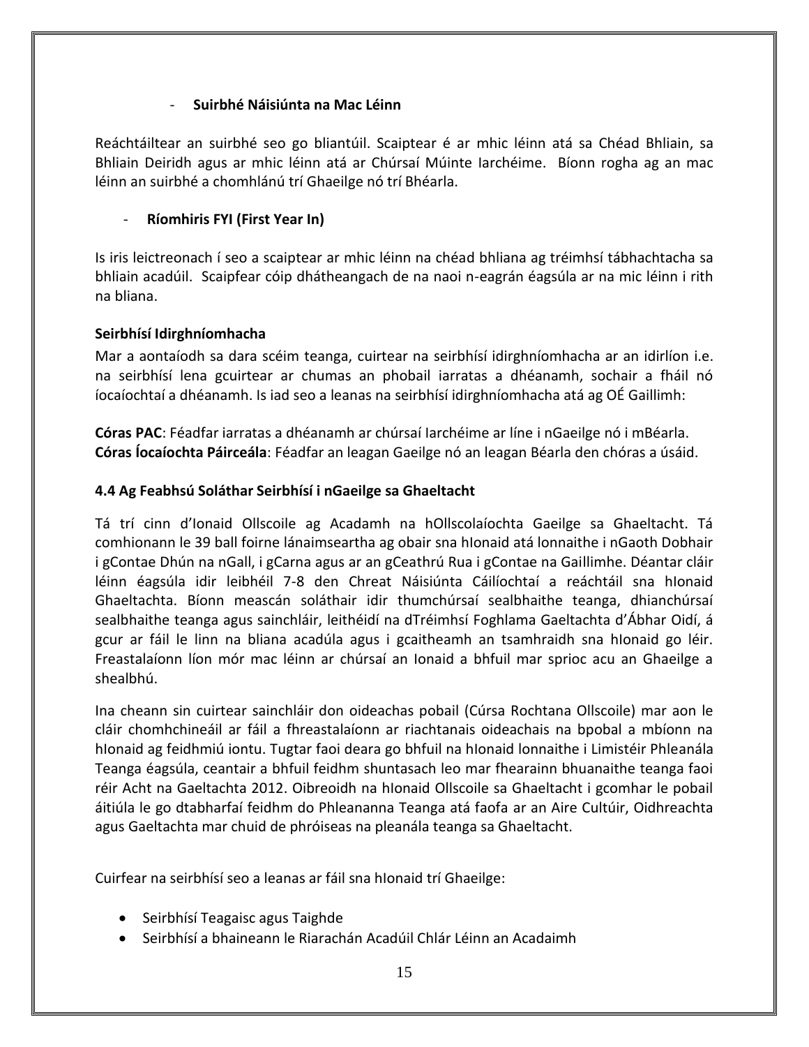- **Suirbhé Náisiúnta na Mac Léinn**

Reáchtáiltear an suirbhé seo go bliantúil. Scaiptear é ar mhic léinn atá sa Chéad Bhliain, sa Bhliain Deiridh agus ar mhic léinn atá ar Chúrsaí Múinte Iarchéime. Bíonn rogha ag an mac léinn an suirbhé a chomhlánú trí Ghaeilge nó trí Bhéarla.

- **Ríomhiris FYI (First Year In)**

Is iris leictreonach í seo a scaiptear ar mhic léinn na chéad bhliana ag tréimhsí tábhachtacha sa bhliain acadúil. Scaipfear cóip dhátheangach de na naoi n-eagrán éagsúla ar na mic léinn i rith na bliana.

**Seirbhísí Idirghníomhacha**

Mar a aontaíodh sa dara scéim teanga, cuirtear na seirbhísí idirghníomhacha ar an idirlíon i.e. na seirbhísí lena gcuirtear ar chumas an phobail iarratas a dhéanamh, sochair a fháil nó íocaíochtaí a dhéanamh. Is iad seo a leanas na seirbhísí idirghníomhacha atá ag OÉ Gaillimh:

**Córas PAC**: Féadfar iarratas a dhéanamh ar chúrsaí Iarchéime ar líne i nGaeilge nó i mBéarla.
**Córas Íocaíochta Páirceála**: Féadfar an leagan Gaeilge nó an leagan Béarla den chóras a úsáid.

### 4.4 Ag Feabhsú Soláthar Seirbhísí i nGaeilge sa Ghaeltacht

Tá trí cinn d'Ionaid Ollscoile ag Acadamh na hOllscolaíochta Gaeilge sa Ghaeltacht. Tá comhionann le 39 ball foirne lánaimseartha ag obair sna hIonaid atá lonnaithe i nGaoth Dobhair i gContae Dhún na nGall, i gCarna agus ar an gCeathrú Rua i gContae na Gaillimhe. Déantar cláir léinn éagsúla idir leibhéil 7-8 den Chreat Náisiúnta Cáilíochtaí a reáchtáil sna hIonaid Ghaeltachta. Bíonn meascán soláthair idir thumchúrsaí sealbhaithe teanga, dhianchúrsaí sealbhaithe teanga agus sainchláir, leithéidí na dTréimhsí Foghlama Gaeltachta d'Ábhar Oidí, á gcur ar fáil le linn na bliana acadúla agus i gcaitheamh an tsamhraidh sna hIonaid go léir. Freastalaíonn líon mór mac léinn ar chúrsaí an Ionaid a bhfuil mar sprioc acu an Ghaeilge a shealbhú.

Ina cheann sin cuirtear sainchláir don oideachas pobail (Cúrsa Rochtana Ollscoile) mar aon le cláir chomhchineáil ar fáil a fhreastalaíonn ar riachtanais oideachais na bpobal a mbíonn na hIonaid ag feidhmiú iontu. Tugtar faoi deara go bhfuil na hIonaid lonnaithe i Limistéir Phleanála Teanga éagsúla, ceantair a bhfuil feidhm shuntasach leo mar fhearainn bhuanaithe teanga faoi réir Acht na Gaeltachta 2012. Oibreoidh na hIonaid Ollscoile sa Ghaeltacht i gcomhar le pobail áitiúla le go dtabharfaí feidhm do Phleananna Teanga atá faofa ar an Aire Cultúir, Oidhreachta agus Gaeltachta mar chuid de phróiseas na pleanála teanga sa Ghaeltacht.

Cuirfear na seirbhísí seo a leanas ar fáil sna hIonaid trí Ghaeilge:

- Seirbhísí Teagaisc agus Taighde
- Seirbhísí a bhaineann le Riarachán Acadúil Chlár Léinn an Acadaimh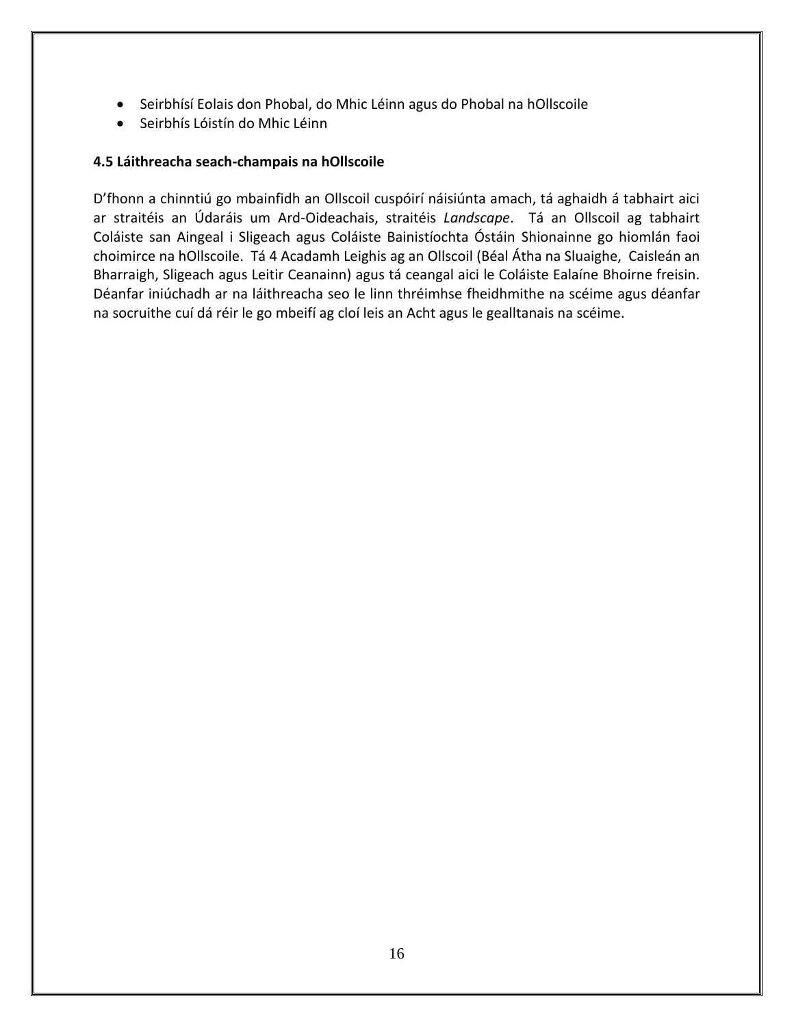- Seirbhísí Eolais don Phobal, do Mhic Léinn agus do Phobal na hOllscoile
- Seirbhís Lóistín do Mhic Léinn

**4.5 Láithreacha seach-champais na hOllscoile**

D'fhonn a chinntiú go mbainfidh an Ollscoil cuspóirí náisiúnta amach, tá aghaidh á tabhairt aici ar straitéis an Údaráis um Ard-Oideachais, straitéis *Landscape*. Tá an Ollscoil ag tabhairt Coláiste san Aingeal i Sligeach agus Coláiste Bainistíochta Óstáin Shionainne go hiomlán faoi choimirce na hOllscoile. Tá 4 Acadamh Leighis ag an Ollscoil (Béal Átha na Sluaighe, Caisleán an Bharraigh, Sligeach agus Leitir Ceanainn) agus tá ceangal aici le Coláiste Ealaíne Bhoirne freisin. Déanfar iniúchadh ar na láithreacha seo le linn thréimhse fheidhmithe na scéime agus déanfar na socruithe cuí dá réir le go mbeifí ag cloí leis an Acht agus le gealltanais na scéime.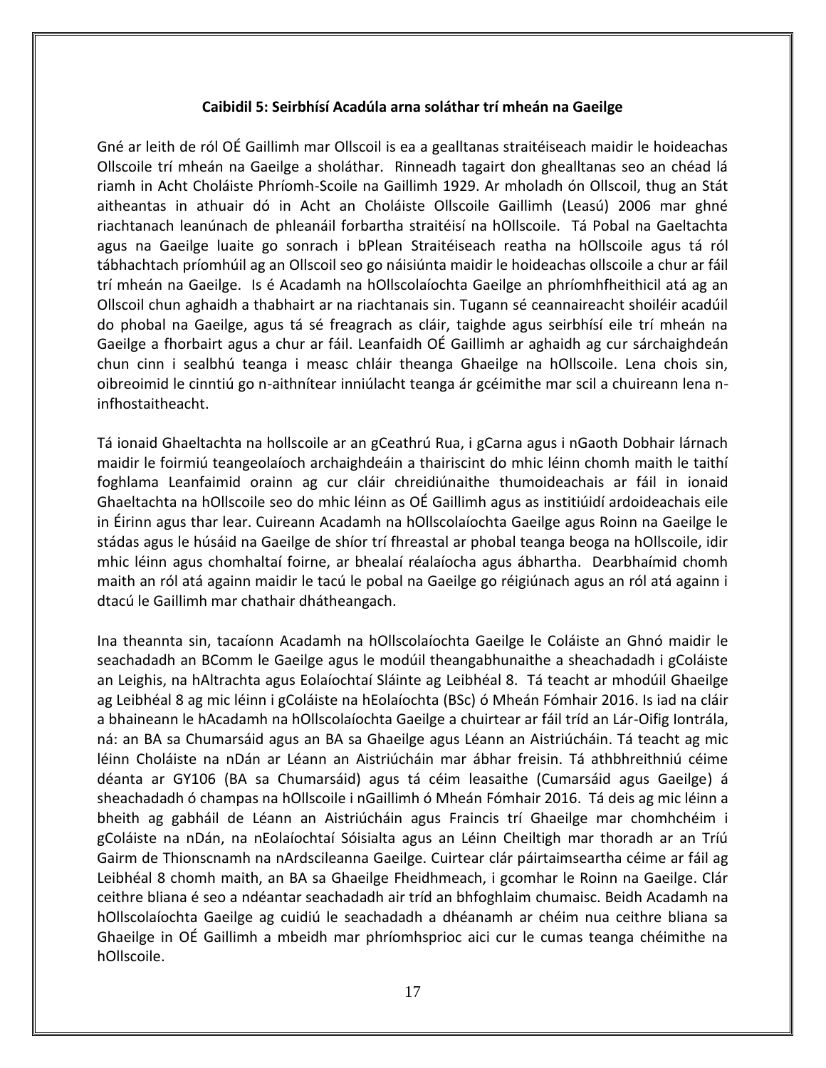## Caibidil 5: Seirbhísí Acadúla arna soláthar trí mheán na Gaeilge

Gné ar leith de ról OÉ Gaillimh mar Ollscoil is ea a gealltanas straitéiseach maidir le hoideachas Ollscoile trí mheán na Gaeilge a sholáthar. Rinneadh tagairt don ghealltanas seo an chéad lá riamh in Acht Choláiste Phríomh-Scoile na Gaillimh 1929. Ar mholadh ón Ollscoil, thug an Stát aitheantas in athuair dó in Acht an Choláiste Ollscoile Gaillimh (Leasú) 2006 mar ghné riachtanach leanúnach de phleanáil forbartha straitéisí na hOllscoile. Tá Pobal na Gaeltachta agus na Gaeilge luaite go sonrach i bPlean Straitéiseach reatha na hOllscoile agus tá ról tábhachtach príomhúil ag an Ollscoil seo go náisiúnta maidir le hoideachas ollscoile a chur ar fáil trí mheán na Gaeilge. Is é Acadamh na hOllscolaíochta Gaeilge an phríomhfheithicil atá ag an Ollscoil chun aghaidh a thabhairt ar na riachtanais sin. Tugann sé ceannaireacht shoiléir acadúil do phobal na Gaeilge, agus tá sé freagrach as cláir, taighde agus seirbhísí eile trí mheán na Gaeilge a fhorbairt agus a chur ar fáil. Leanfaidh OÉ Gaillimh ar aghaidh ag cur sárchaighdeán chun cinn i sealbhú teanga i measc chláir theanga Ghaeilge na hOllscoile. Lena chois sin, oibreoimid le cinntiú go n-aithnítear inniúlacht teanga ár gcéimithe mar scil a chuireann lena n-infhostaitheacht.

Tá ionaid Ghaeltachta na hollscoile ar an gCeathrú Rua, i gCarna agus i nGaoth Dobhair lárnach maidir le foirmiú teangeolaíoch archaighdeáin a thairiscint do mhic léinn chomh maith le taithí foghlama Leanfaimid orainn ag cur cláir chreidiúnaithe thumoideachais ar fáil in ionaid Ghaeltachta na hOllscoile seo do mhic léinn as OÉ Gaillimh agus as institiúidí ardoideachais eile in Éirinn agus thar lear. Cuireann Acadamh na hOllscolaíochta Gaeilge agus Roinn na Gaeilge le stádas agus le húsáid na Gaeilge de shíor trí fhreastal ar phobal teanga beoga na hOllscoile, idir mhic léinn agus chomhaltaí foirne, ar bhealaí réalaíocha agus ábhartha. Dearbhaímid chomh maith an ról atá againn maidir le tacú le pobal na Gaeilge go réigiúnach agus an ról atá againn i dtacú le Gaillimh mar chathair dhátheangach.

Ina theannta sin, tacaíonn Acadamh na hOllscolaíochta Gaeilge le Coláiste an Ghnó maidir le seachadadh an BComm le Gaeilge agus le modúil theangabhunaithe a sheachadadh i gColáiste an Leighis, na hAltrachta agus Eolaíochtaí Sláinte ag Leibhéal 8. Tá teacht ar mhodúil Ghaeilge ag Leibhéal 8 ag mic léinn i gColáiste na hEolaíochta (BSc) ó Mheán Fómhair 2016. Is iad na cláir a bhaineann le hAcadamh na hOllscolaíochta Gaeilge a chuirtear ar fáil tríd an Lár-Oifig Iontrála, ná: an BA sa Chumarsáid agus an BA sa Ghaeilge agus Léann an Aistriúcháin. Tá teacht ag mic léinn Choláiste na nDán ar Léann an Aistriúcháin mar ábhar freisin. Tá athbhreithniú céime déanta ar GY106 (BA sa Chumarsáid) agus tá céim leasaithe (Cumarsáid agus Gaeilge) á sheachadadh ó champas na hOllscoile i nGaillimh ó Mheán Fómhair 2016. Tá deis ag mic léinn a bheith ag gabháil de Léann an Aistriúcháin agus Fraincis trí Ghaeilge mar chomhchéim i gColáiste na nDán, na nEolaíochtaí Sóisialta agus an Léinn Cheiltigh mar thoradh ar an Tríú Gairm de Thionscnamh na nArdscileanna Gaeilge. Cuirtear clár páirtaimseartha céime ar fáil ag Leibhéal 8 chomh maith, an BA sa Ghaeilge Fheidhmeach, i gcomhar le Roinn na Gaeilge. Clár ceithre bliana é seo a ndéantar seachadadh air tríd an bhfoghlaim chumaisc. Beidh Acadamh na hOllscolaíochta Gaeilge ag cuidiú le seachadadh a dhéanamh ar chéim nua ceithre bliana sa Ghaeilge in OÉ Gaillimh a mbeidh mar phríomhsprioc aici cur le cumas teanga chéimithe na hOllscoile.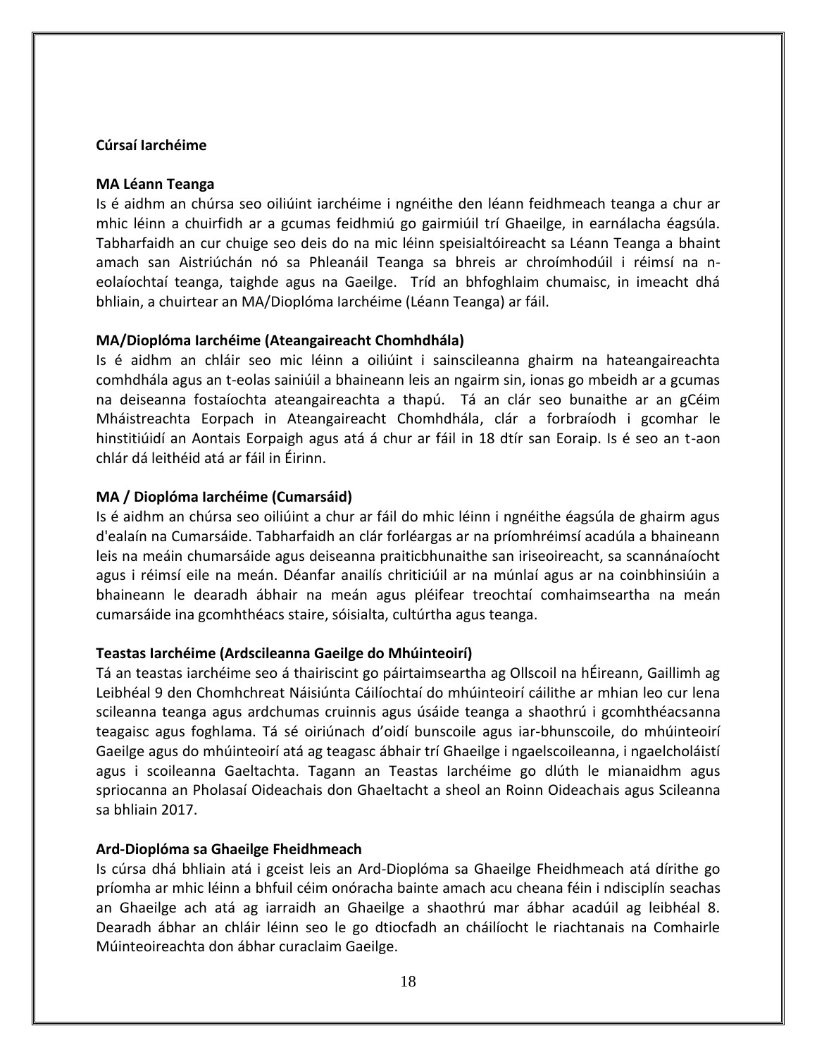**Cúrsaí Iarchéime**

**MA Léann Teanga**

Is é aidhm an chúrsa seo oiliúint iarchéime i ngnéithe den léann feidhmeach teanga a chur ar mhic léinn a chuirfidh ar a gcumas feidhmiú go gairmiúil trí Ghaeilge, in earnálacha éagsúla. Tabharfaidh an cur chuige seo deis do na mic léinn speisialtóireacht sa Léann Teanga a bhaint amach san Aistriúchán nó sa Phleanáil Teanga sa bhreis ar chroímhodúil i réimsí na n-eolaíochtaí teanga, taighde agus na Gaeilge. Tríd an bhfoghlaim chumaisc, in imeacht dhá bhliain, a chuirtear an MA/Dioplóma Iarchéime (Léann Teanga) ar fáil.

**MA/Dioplóma Iarchéime (Ateangaireacht Chomhdhála)**

Is é aidhm an chláir seo mic léinn a oiliúint i sainscileanna ghairm na hateangaireachta comhdhála agus an t-eolas sainiúil a bhaineann leis an ngairm sin, ionas go mbeidh ar a gcumas na deiseanna fostaíochta ateangaireachta a thapú. Tá an clár seo bunaithe ar an gCéim Mháistreachta Eorpach in Ateangaireacht Chomhdhála, clár a forbraíodh i gcomhar le hinstitiúidí an Aontais Eorpaigh agus atá á chur ar fáil in 18 dtír san Eoraip. Is é seo an t-aon chlár dá leithéid atá ar fáil in Éirinn.

**MA / Dioplóma Iarchéime (Cumarsáid)**

Is é aidhm an chúrsa seo oiliúint a chur ar fáil do mhic léinn i ngnéithe éagsúla de ghairm agus d'ealaín na Cumarsáide. Tabharfaidh an clár forléargas ar na príomhréimsí acadúla a bhaineann leis na meáin chumarsáide agus deiseanna praiticbhunaithe san iriseoireacht, sa scannánaíocht agus i réimsí eile na meán. Déanfar anailís chriticiúil ar na múnlaí agus ar na coinbhinsiúin a bhaineann le dearadh ábhair na meán agus pléifear treochtaí comhaimseartha na meán cumarsáide ina gcomhthéacs staire, sóisialta, cultúrtha agus teanga.

**Teastas Iarchéime (Ardscileanna Gaeilge do Mhúinteoirí)**

Tá an teastas iarchéime seo á thairiscint go páirtaimseartha ag Ollscoil na hÉireann, Gaillimh ag Leibhéal 9 den Chomhchreat Náisiúnta Cáilíochtaí do mhúinteoirí cáilithe ar mhian leo cur lena scileanna teanga agus ardchumas cruinnis agus úsáide teanga a shaothrú i gcomhthéacsanna teagaisc agus foghlama. Tá sé oiriúnach d'oidí bunscoile agus iar-bhunscoile, do mhúinteoirí Gaeilge agus do mhúinteoirí atá ag teagasc ábhair trí Ghaeilge i ngaelscoileanna, i ngaelcholáistí agus i scoileanna Gaeltachta. Tagann an Teastas Iarchéime go dlúth le mianaidhm agus spriocanna an Pholasaí Oideachais don Ghaeltacht a sheol an Roinn Oideachais agus Scileanna sa bhliain 2017.

**Ard-Dioplóma sa Ghaeilge Fheidhmeach**

Is cúrsa dhá bhliain atá i gceist leis an Ard-Dioplóma sa Ghaeilge Fheidhmeach atá dírithe go príomha ar mhic léinn a bhfuil céim onóracha bainte amach acu cheana féin i ndisciplín seachas an Ghaeilge ach atá ag iarraidh an Ghaeilge a shaothrú mar ábhar acadúil ag leibhéal 8. Dearadh ábhar an chláir léinn seo le go dtiocfadh an cháilíocht le riachtanais na Comhairle Múinteoireachta don ábhar curaclaim Gaeilge.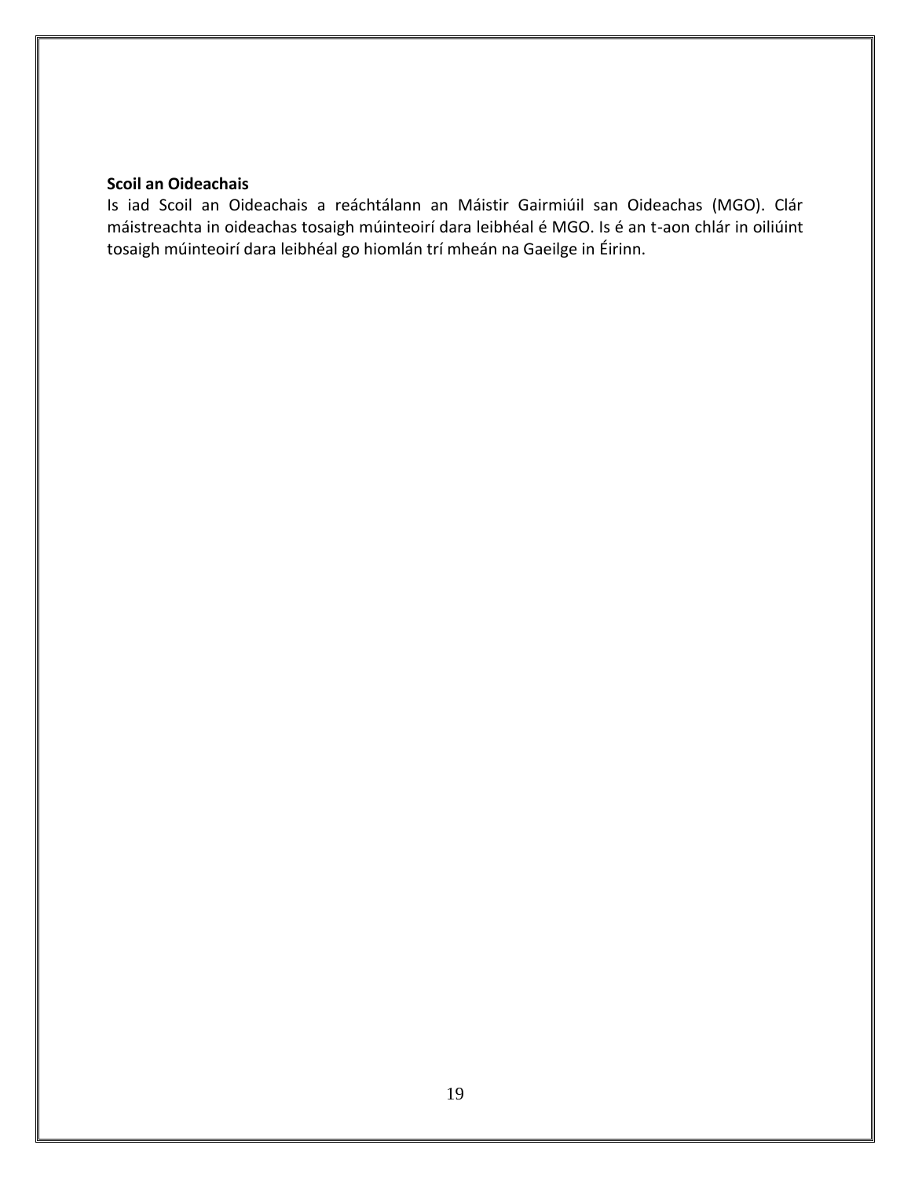**Scoil an Oideachais**

Is iad Scoil an Oideachais a reáchtálann an Máistir Gairmiúil san Oideachas (MGO). Clár máistreachta in oideachas tosaigh múinteoirí dara leibhéal é MGO. Is é an t-aon chlár in oiliúint tosaigh múinteoirí dara leibhéal go hiomlán trí mheán na Gaeilge in Éirinn.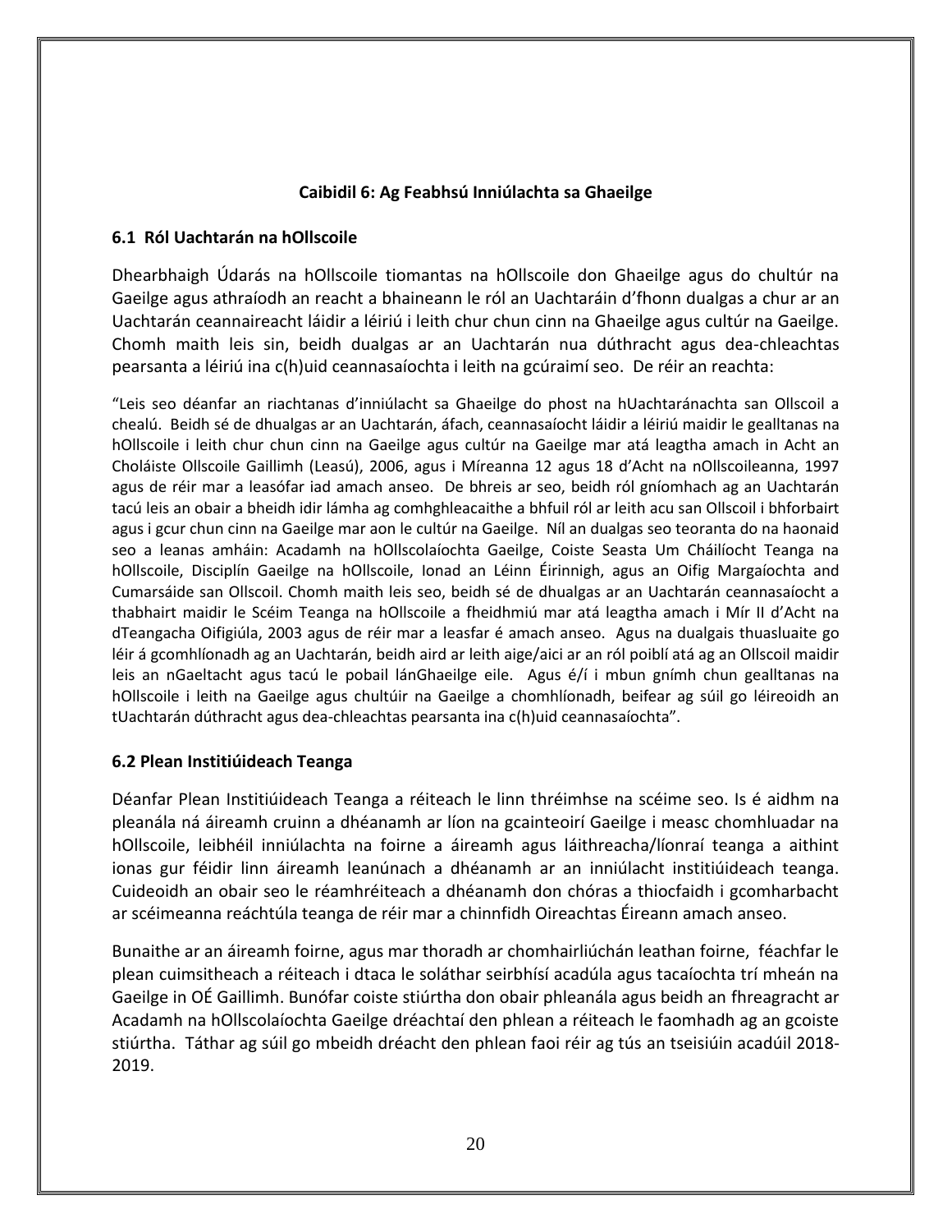## Caibidil 6: Ag Feabhsú Inniúlachta sa Ghaeilge

### 6.1 Ról Uachtarán na hOllscoile

Dhearbhaigh Údarás na hOllscoile tiomantas na hOllscoile don Ghaeilge agus do chultúr na Gaeilge agus athraíodh an reacht a bhaineann le ról an Uachtaráin d'fhonn dualgas a chur ar an Uachtarán ceannaireacht láidir a léiriú i leith chur chun cinn na Ghaeilge agus cultúr na Gaeilge. Chomh maith leis sin, beidh dualgas ar an Uachtarán nua dúthracht agus dea-chleachtas pearsanta a léiriú ina c(h)uid ceannasaíochta i leith na gcúraimí seo. De réir an reachta:

"Leis seo déanfar an riachtanas d'inniúlacht sa Ghaeilge do phost na hUachtaránachta san Ollscoil a chealú. Beidh sé de dhualgas ar an Uachtarán, áfach, ceannasaíocht láidir a léiriú maidir le gealltanas na hOllscoile i leith chur chun cinn na Gaeilge agus cultúr na Gaeilge mar atá leagtha amach in Acht an Choláiste Ollscoile Gaillimh (Leasú), 2006, agus i Míreanna 12 agus 18 d'Acht na nOllscoileanna, 1997 agus de réir mar a leasófar iad amach anseo. De bhreis ar seo, beidh ról gníomhach ag an Uachtarán tacú leis an obair a bheidh idir lámha ag comhghleacaithe a bhfuil ról ar leith acu san Ollscoil i bhforbairt agus i gcur chun cinn na Gaeilge mar aon le cultúr na Gaeilge. Níl an dualgas seo teoranta do na haonaid seo a leanas amháin: Acadamh na hOllscolaíochta Gaeilge, Coiste Seasta Um Cháilíocht Teanga na hOllscoile, Disciplín Gaeilge na hOllscoile, Ionad an Léinn Éirinnigh, agus an Oifig Margaíochta and Cumarsáide san Ollscoil. Chomh maith leis seo, beidh sé de dhualgas ar an Uachtarán ceannasaíocht a thabhairt maidir le Scéim Teanga na hOllscoile a fheidhmiú mar atá leagtha amach i Mír II d'Acht na dTeangacha Oifigiúla, 2003 agus de réir mar a leasfar é amach anseo. Agus na dualgais thuasluaite go léir á gcomhlíonadh ag an Uachtarán, beidh aird ar leith aige/aici ar an ról poiblí atá ag an Ollscoil maidir leis an nGaeltacht agus tacú le pobail lánGhaeilge eile. Agus é/í i mbun gnímh chun gealltanas na hOllscoile i leith na Gaeilge agus chultúir na Gaeilge a chomhlíonadh, beifear ag súil go léireoidh an tUachtarán dúthracht agus dea-chleachtas pearsanta ina c(h)uid ceannasaíochta".

### 6.2 Plean Institiúideach Teanga

Déanfar Plean Institiúideach Teanga a réiteach le linn thréimhse na scéime seo. Is é aidhm na pleanála ná áireamh cruinn a dhéanamh ar líon na gcainteoirí Gaeilge i measc chomhluadar na hOllscoile, leibhéil inniúlachta na foirne a áireamh agus láithreacha/líonraí teanga a aithint ionas gur féidir linn áireamh leanúnach a dhéanamh ar an inniúlacht institiúideach teanga. Cuideoidh an obair seo le réamhréiteach a dhéanamh don chóras a thiocfaidh i gcomharbacht ar scéimeanna reáchtúla teanga de réir mar a chinnfidh Oireachtas Éireann amach anseo.

Bunaithe ar an áireamh foirne, agus mar thoradh ar chomhairliúchán leathan foirne, féachfar le plean cuimsitheach a réiteach i dtaca le soláthar seirbhísí acadúla agus tacaíochta trí mheán na Gaeilge in OÉ Gaillimh. Bunófar coiste stiúrtha don obair phleanála agus beidh an fhreagracht ar Acadamh na hOllscolaíochta Gaeilge dréachtaí den phlean a réiteach le faomhadh ag an gcoiste stiúrtha. Táthar ag súil go mbeidh dréacht den phlean faoi réir ag tús an tseisiúin acadúil 2018-2019.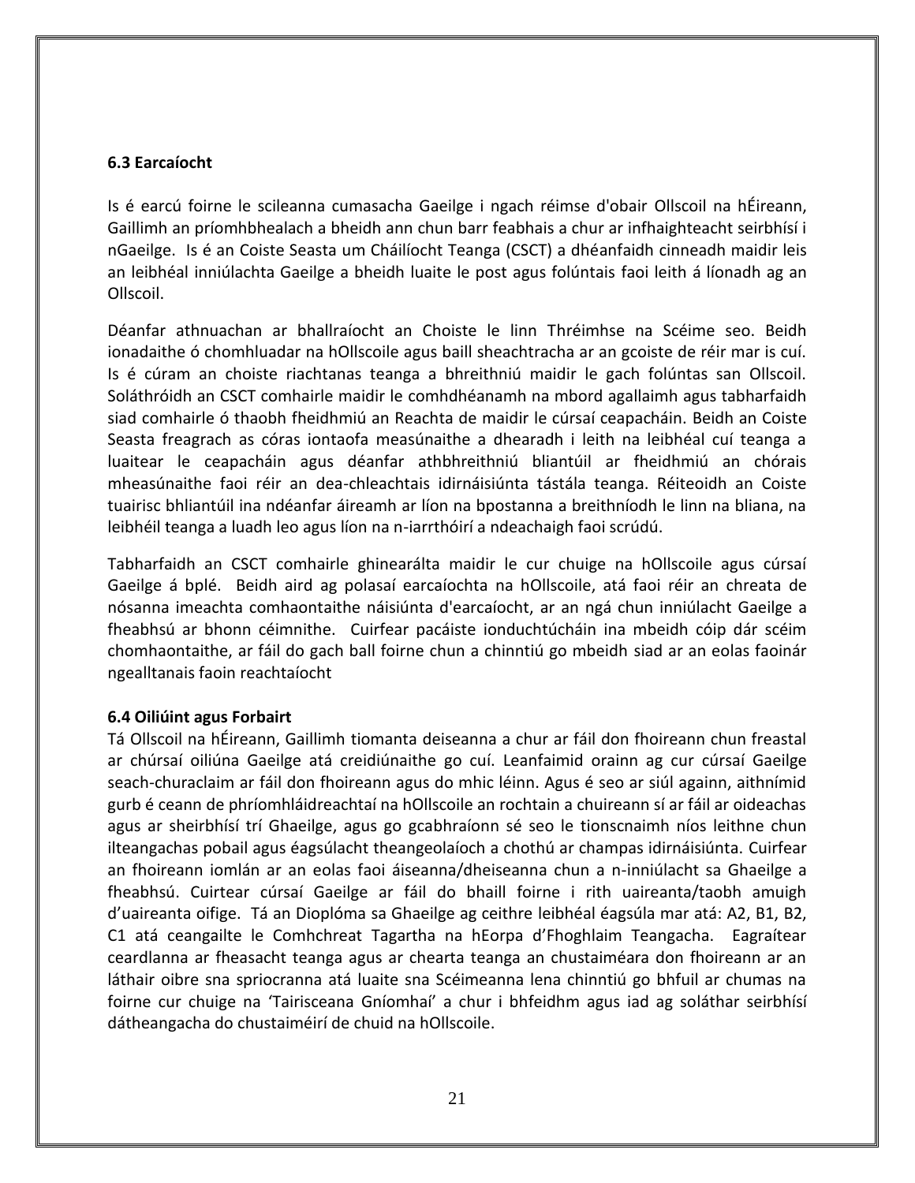### 6.3 Earcaíocht

Is é earcú foirne le scileanna cumasacha Gaeilge i ngach réimse d'obair Ollscoil na hÉireann, Gaillimh an príomhbhealach a bheidh ann chun barr feabhais a chur ar infhaighteacht seirbhísí i nGaeilge. Is é an Coiste Seasta um Cháilíocht Teanga (CSCT) a dhéanfaidh cinneadh maidir leis an leibhéal inniúlachta Gaeilge a bheidh luaite le post agus folúntais faoi leith á líonadh ag an Ollscoil.

Déanfar athnuachan ar bhallraíocht an Choiste le linn Thréimhse na Scéime seo. Beidh ionadaithe ó chomhluadar na hOllscoile agus baill sheachtracha ar an gcoiste de réir mar is cuí. Is é cúram an choiste riachtanas teanga a bhreithniú maidir le gach folúntas san Ollscoil. Soláthróidh an CSCT comhairle maidir le comhdhéanamh na mbord agallaimh agus tabharfaidh siad comhairle ó thaobh fheidhmiú an Reachta de maidir le cúrsaí ceapacháin. Beidh an Coiste Seasta freagrach as córas iontaofa measúnaithe a dhearadh i leith na leibhéal cuí teanga a luaitear le ceapacháin agus déanfar athbhreithniú bliantúil ar fheidhmiú an chórais mheasúnaithe faoi réir an dea-chleachtais idirnáisiúnta tástála teanga. Réiteoidh an Coiste tuairisc bhliantúil ina ndéanfar áireamh ar líon na bpostanna a breithníodh le linn na bliana, na leibhéil teanga a luadh leo agus líon na n-iarrthóirí a ndeachaigh faoi scrúdú.

Tabharfaidh an CSCT comhairle ghinearálta maidir le cur chuige na hOllscoile agus cúrsaí Gaeilge á bplé. Beidh aird ag polasaí earcaíochta na hOllscoile, atá faoi réir an chreata de nósanna imeachta comhaontaithe náisiúnta d'earcaíocht, ar an ngá chun inniúlacht Gaeilge a fheabhsú ar bhonn céimnithe. Cuirfear pacáiste ionduchtúcháin ina mbeidh cóip dár scéim chomhaontaithe, ar fáil do gach ball foirne chun a chinntiú go mbeidh siad ar an eolas faoinár ngealltanais faoin reachtaíocht

### 6.4 Oiliúint agus Forbairt

Tá Ollscoil na hÉireann, Gaillimh tiomanta deiseanna a chur ar fáil don fhoireann chun freastal ar chúrsaí oiliúna Gaeilge atá creidiúnaithe go cuí. Leanfaimid orainn ag cur cúrsaí Gaeilge seach-churaclaim ar fáil don fhoireann agus do mhic léinn. Agus é seo ar siúl againn, aithnímid gurb é ceann de phríomhláidreachtaí na hOllscoile an rochtain a chuireann sí ar fáil ar oideachas agus ar sheirbhísí trí Ghaeilge, agus go gcabhraíonn sé seo le tionscnaimh níos leithne chun ilteangachas pobail agus éagsúlacht theangeolaíoch a chothú ar champas idirnáisiúnta. Cuirfear an fhoireann iomlán ar an eolas faoi áiseanna/dheiseanna chun a n-inniúlacht sa Ghaeilge a fheabhsú. Cuirtear cúrsaí Gaeilge ar fáil do bhaill foirne i rith uaireanta/taobh amuigh d'uaireanta oifige. Tá an Dioplóma sa Ghaeilge ag ceithre leibhéal éagsúla mar atá: A2, B1, B2, C1 atá ceangailte le Comhchreat Tagartha na hEorpa d'Fhoghlaim Teangacha. Eagraítear ceardlanna ar fheasacht teanga agus ar chearta teanga an chustaiméara don fhoireann ar an láthair oibre sna spriocranna atá luaite sna Scéimeanna lena chinntiú go bhfuil ar chumas na foirne cur chuige na 'Tairisceana Gníomhaí' a chur i bhfeidhm agus iad ag soláthar seirbhísí dátheangacha do chustaiméirí de chuid na hOllscoile.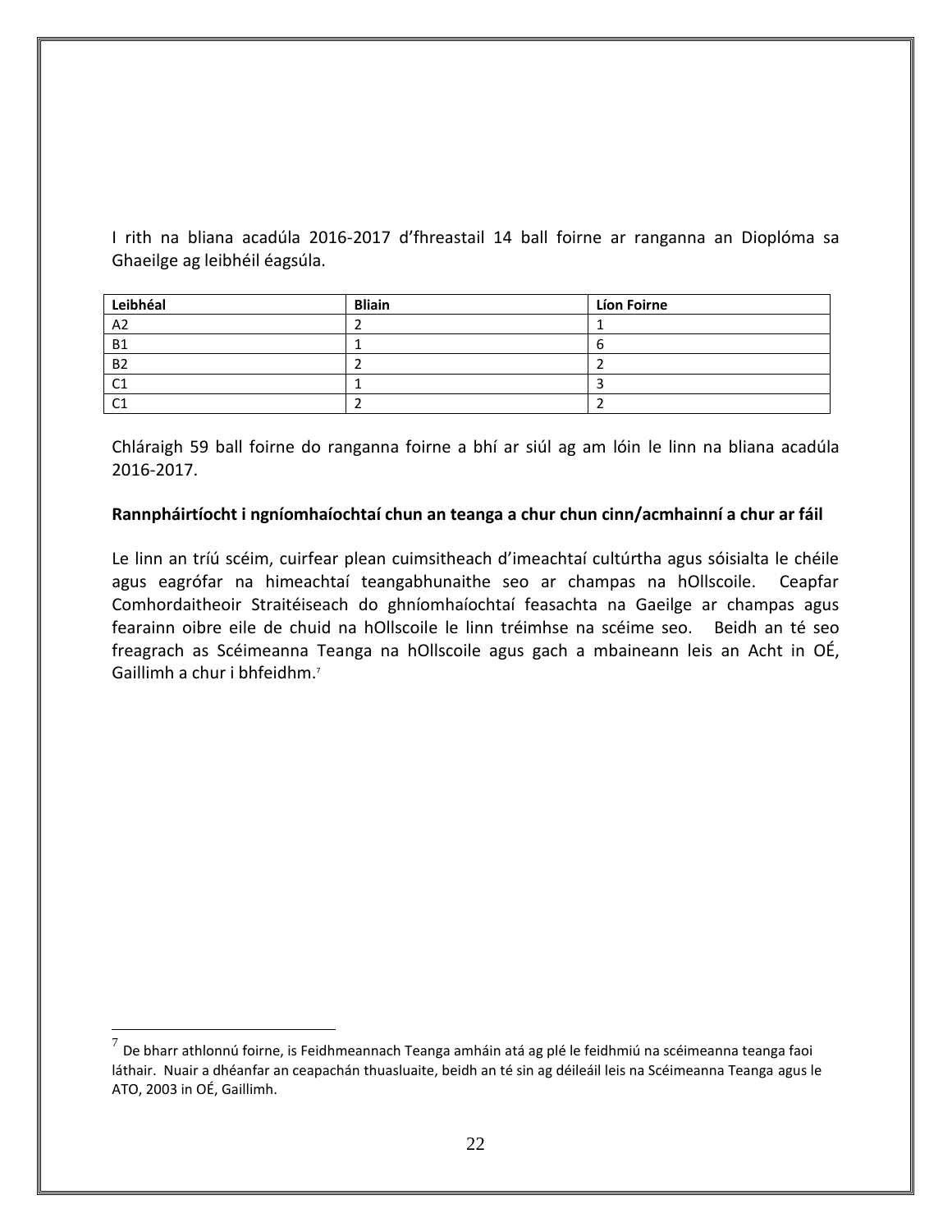I rith na bliana acadúla 2016-2017 d'fhreastail 14 ball foirne ar ranganna an Dioplóma sa Ghaeilge ag leibhéil éagsúla.

| Leibhéal | Bliain | Líon Foirne |
|---|---|---|
| A2 | 2 | 1 |
| B1 | 1 | 6 |
| B2 | 2 | 2 |
| C1 | 1 | 3 |
| C1 | 2 | 2 |

Chláraigh 59 ball foirne do ranganna foirne a bhí ar siúl ag am lóin le linn na bliana acadúla 2016-2017.

**Rannpháirtíocht i ngníomhaíochtaí chun an teanga a chur chun cinn/acmhainní a chur ar fáil**

Le linn an tríú scéim, cuirfear plean cuimsitheach d'imeachtaí cultúrtha agus sóisialta le chéile agus eagrófar na himeachtaí teangabhunaithe seo ar champas na hOllscoile. Ceapfar Comhordaitheoir Straitéiseach do ghníomhaíochtaí feasachta na Gaeilge ar champas agus fearainn oibre eile de chuid na hOllscoile le linn tréimhse na scéime seo. Beidh an té seo freagrach as Scéimeanna Teanga na hOllscoile agus gach a mbaineann leis an Acht in OÉ, Gaillimh a chur i bhfeidhm.[7]

[7] De bharr athlonnú foirne, is Feidhmeannach Teanga amháin atá ag plé le feidhmiú na scéimeanna teanga faoi láthair. Nuair a dhéanfar an ceapachán thuasluaite, beidh an té sin ag déileáil leis na Scéimeanna Teanga agus le ATO, 2003 in OÉ, Gaillimh.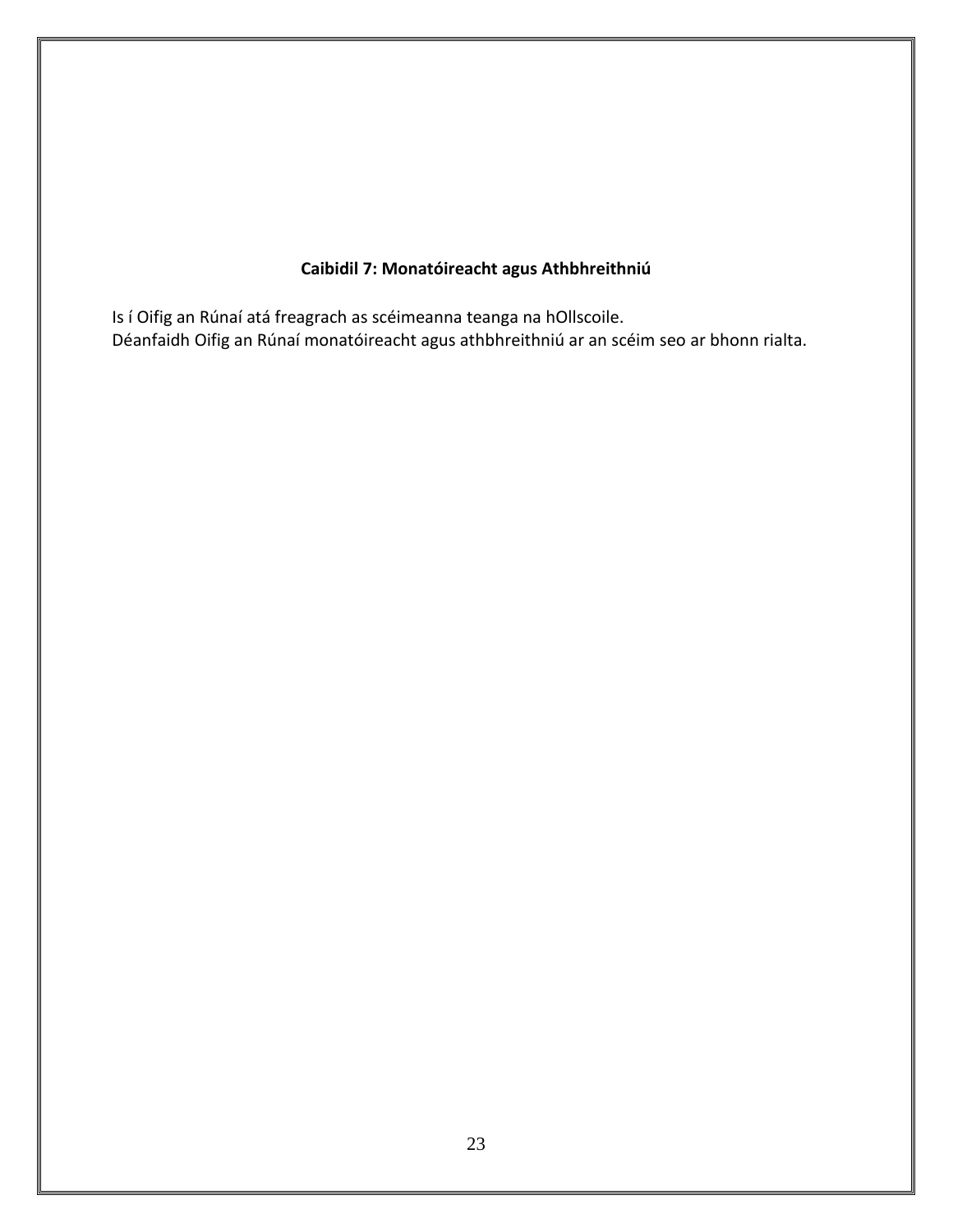## Caibidil 7: Monatóireacht agus Athbhreithniú

Is í Oifig an Rúnaí atá freagrach as scéimeanna teanga na hOllscoile.
Déanfaidh Oifig an Rúnaí monatóireacht agus athbhreithniú ar an scéim seo ar bhonn rialta.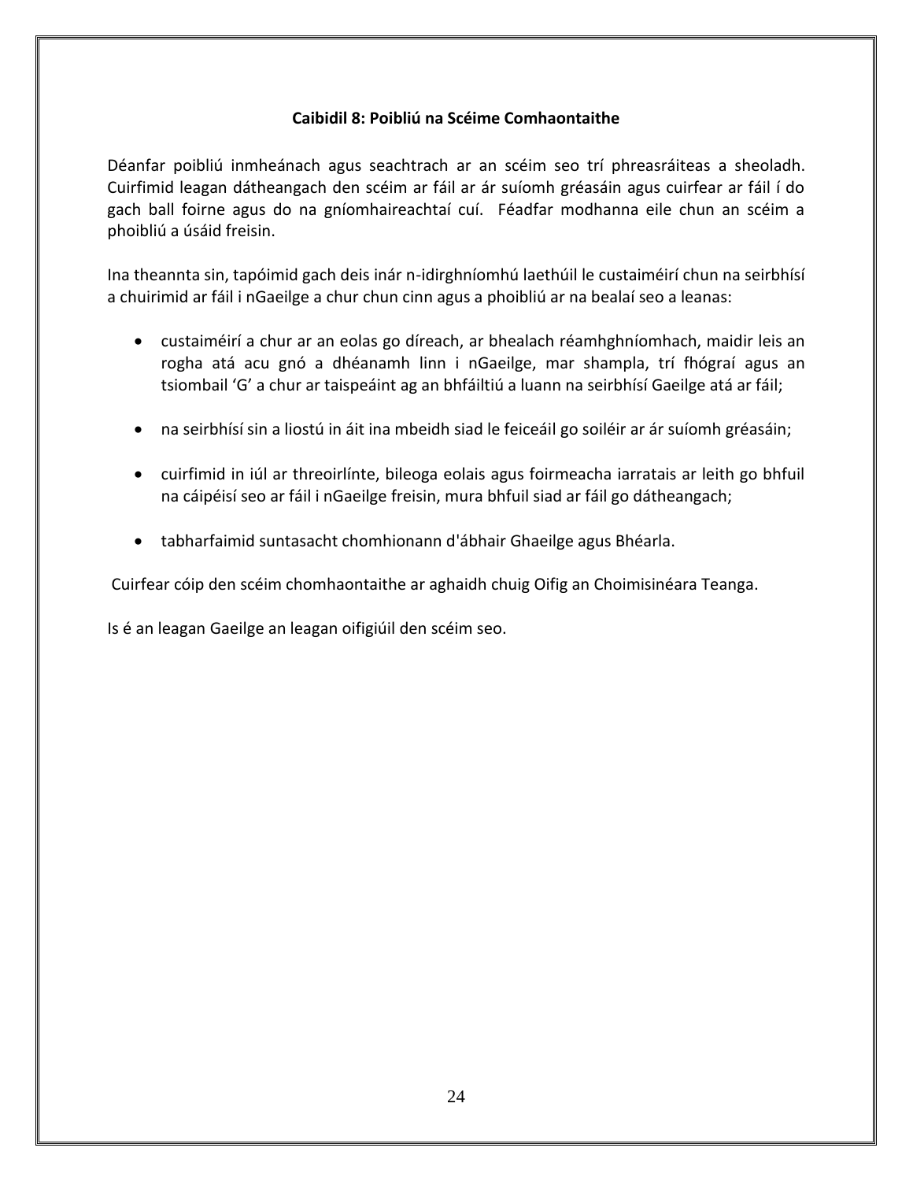## Caibidil 8: Poibliú na Scéime Comhaontaithe

Déanfar poibliú inmheánach agus seachtrach ar an scéim seo trí phreasráiteas a sheoladh. Cuirfimid leagan dátheangach den scéim ar fáil ar ár suíomh gréasáin agus cuirfear ar fáil í do gach ball foirne agus do na gníomhaireachtaí cuí. Féadfar modhanna eile chun an scéim a phoibliú a úsáid freisin.

Ina theannta sin, tapóimid gach deis inár n-idirghníomhú laethúil le custaiméirí chun na seirbhísí a chuirimid ar fáil i nGaeilge a chur chun cinn agus a phoibliú ar na bealaí seo a leanas:

- custaiméirí a chur ar an eolas go díreach, ar bhealach réamhghníomhach, maidir leis an rogha atá acu gnó a dhéanamh linn i nGaeilge, mar shampla, trí fhógraí agus an tsiombail 'G' a chur ar taispeáint ag an bhfáiltiú a luann na seirbhísí Gaeilge atá ar fáil;
- na seirbhísí sin a liostú in áit ina mbeidh siad le feiceáil go soiléir ar ár suíomh gréasáin;
- cuirfimid in iúl ar threoirlínte, bileoga eolais agus foirmeacha iarratais ar leith go bhfuil na cáipéisí seo ar fáil i nGaeilge freisin, mura bhfuil siad ar fáil go dátheangach;
- tabharfaimid suntasacht chomhionann d'ábhair Ghaeilge agus Bhéarla.

Cuirfear cóip den scéim chomhaontaithe ar aghaidh chuig Oifig an Choimisinéara Teanga.

Is é an leagan Gaeilge an leagan oifigiúil den scéim seo.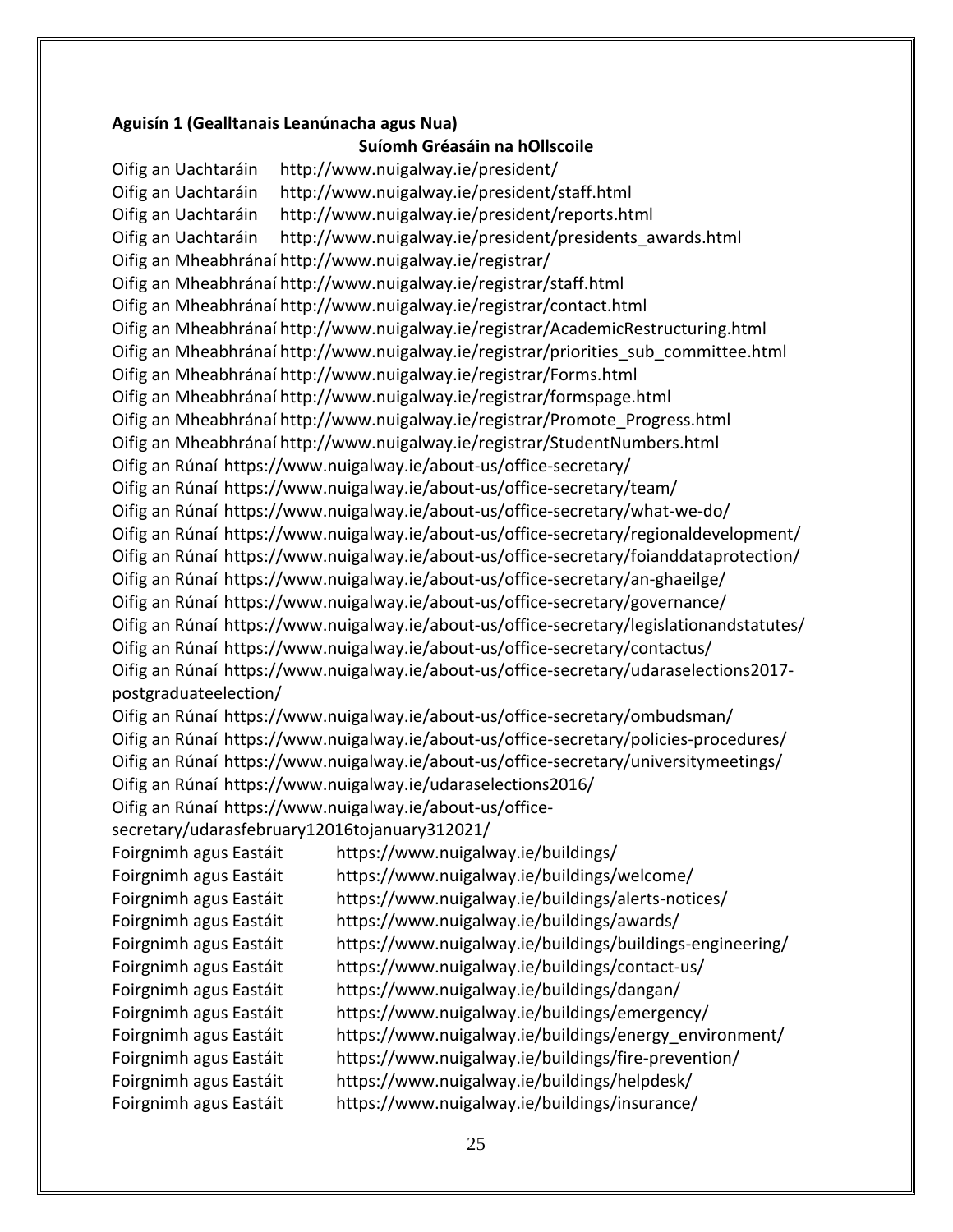**Aguisín 1 (Gealltanais Leanúnacha agus Nua)**

**Suíomh Gréasáin na hOllscoile**

Oifig an Uachtaráin http://www.nuigalway.ie/president/
Oifig an Uachtaráin http://www.nuigalway.ie/president/staff.html
Oifig an Uachtaráin http://www.nuigalway.ie/president/reports.html
Oifig an Uachtaráin http://www.nuigalway.ie/president/presidents_awards.html
Oifig an Mheabhránaí http://www.nuigalway.ie/registrar/
Oifig an Mheabhránaí http://www.nuigalway.ie/registrar/staff.html
Oifig an Mheabhránaí http://www.nuigalway.ie/registrar/contact.html
Oifig an Mheabhránaí http://www.nuigalway.ie/registrar/AcademicRestructuring.html
Oifig an Mheabhránaí http://www.nuigalway.ie/registrar/priorities_sub_committee.html
Oifig an Mheabhránaí http://www.nuigalway.ie/registrar/Forms.html
Oifig an Mheabhránaí http://www.nuigalway.ie/registrar/formspage.html
Oifig an Mheabhránaí http://www.nuigalway.ie/registrar/Promote_Progress.html
Oifig an Mheabhránaí http://www.nuigalway.ie/registrar/StudentNumbers.html
Oifig an Rúnaí https://www.nuigalway.ie/about-us/office-secretary/
Oifig an Rúnaí https://www.nuigalway.ie/about-us/office-secretary/team/
Oifig an Rúnaí https://www.nuigalway.ie/about-us/office-secretary/what-we-do/
Oifig an Rúnaí https://www.nuigalway.ie/about-us/office-secretary/regionaldevelopment/
Oifig an Rúnaí https://www.nuigalway.ie/about-us/office-secretary/foianddataprotection/
Oifig an Rúnaí https://www.nuigalway.ie/about-us/office-secretary/an-ghaeilge/
Oifig an Rúnaí https://www.nuigalway.ie/about-us/office-secretary/governance/
Oifig an Rúnaí https://www.nuigalway.ie/about-us/office-secretary/legislationandstatutes/
Oifig an Rúnaí https://www.nuigalway.ie/about-us/office-secretary/contactus/
Oifig an Rúnaí https://www.nuigalway.ie/about-us/office-secretary/udaraselections2017-postgraduateelection/
Oifig an Rúnaí https://www.nuigalway.ie/about-us/office-secretary/ombudsman/
Oifig an Rúnaí https://www.nuigalway.ie/about-us/office-secretary/policies-procedures/
Oifig an Rúnaí https://www.nuigalway.ie/about-us/office-secretary/universitymeetings/
Oifig an Rúnaí https://www.nuigalway.ie/udaraselections2016/
Oifig an Rúnaí https://www.nuigalway.ie/about-us/office-secretary/udarasfebruary12016tojanuary312021/
Foirgnimh agus Eastáit https://www.nuigalway.ie/buildings/
Foirgnimh agus Eastáit https://www.nuigalway.ie/buildings/welcome/
Foirgnimh agus Eastáit https://www.nuigalway.ie/buildings/alerts-notices/
Foirgnimh agus Eastáit https://www.nuigalway.ie/buildings/awards/
Foirgnimh agus Eastáit https://www.nuigalway.ie/buildings/buildings-engineering/
Foirgnimh agus Eastáit https://www.nuigalway.ie/buildings/contact-us/
Foirgnimh agus Eastáit https://www.nuigalway.ie/buildings/dangan/
Foirgnimh agus Eastáit https://www.nuigalway.ie/buildings/emergency/
Foirgnimh agus Eastáit https://www.nuigalway.ie/buildings/energy_environment/
Foirgnimh agus Eastáit https://www.nuigalway.ie/buildings/fire-prevention/
Foirgnimh agus Eastáit https://www.nuigalway.ie/buildings/helpdesk/
Foirgnimh agus Eastáit https://www.nuigalway.ie/buildings/insurance/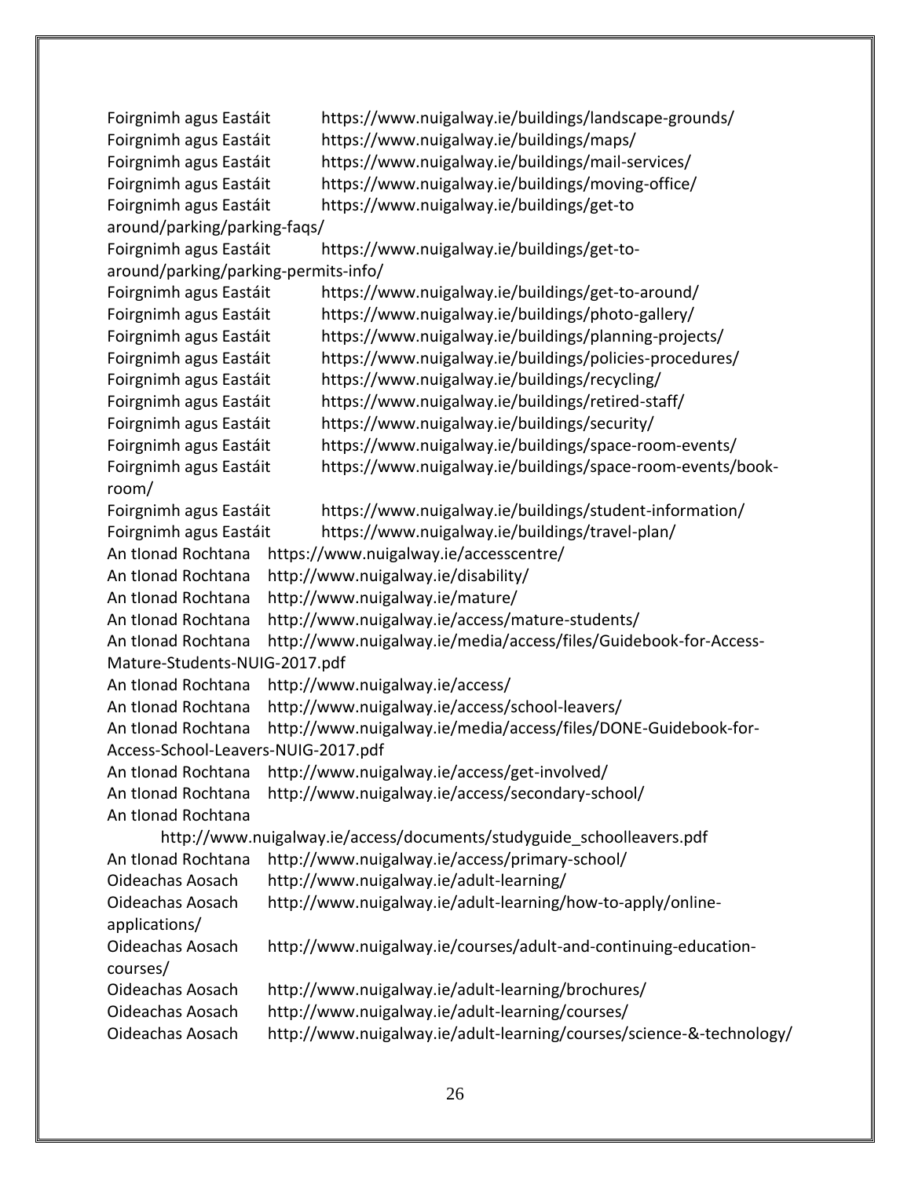Foirgnimh agus Eastáit https://www.nuigalway.ie/buildings/landscape-grounds/
Foirgnimh agus Eastáit https://www.nuigalway.ie/buildings/maps/
Foirgnimh agus Eastáit https://www.nuigalway.ie/buildings/mail-services/
Foirgnimh agus Eastáit https://www.nuigalway.ie/buildings/moving-office/
Foirgnimh agus Eastáit https://www.nuigalway.ie/buildings/get-to around/parking/parking-faqs/
Foirgnimh agus Eastáit https://www.nuigalway.ie/buildings/get-to-around/parking/parking-permits-info/
Foirgnimh agus Eastáit https://www.nuigalway.ie/buildings/get-to-around/
Foirgnimh agus Eastáit https://www.nuigalway.ie/buildings/photo-gallery/
Foirgnimh agus Eastáit https://www.nuigalway.ie/buildings/planning-projects/
Foirgnimh agus Eastáit https://www.nuigalway.ie/buildings/policies-procedures/
Foirgnimh agus Eastáit https://www.nuigalway.ie/buildings/recycling/
Foirgnimh agus Eastáit https://www.nuigalway.ie/buildings/retired-staff/
Foirgnimh agus Eastáit https://www.nuigalway.ie/buildings/security/
Foirgnimh agus Eastáit https://www.nuigalway.ie/buildings/space-room-events/
Foirgnimh agus Eastáit https://www.nuigalway.ie/buildings/space-room-events/book-room/
Foirgnimh agus Eastáit https://www.nuigalway.ie/buildings/student-information/
Foirgnimh agus Eastáit https://www.nuigalway.ie/buildings/travel-plan/
An tIonad Rochtana https://www.nuigalway.ie/accesscentre/
An tIonad Rochtana http://www.nuigalway.ie/disability/
An tIonad Rochtana http://www.nuigalway.ie/mature/
An tIonad Rochtana http://www.nuigalway.ie/access/mature-students/
An tIonad Rochtana http://www.nuigalway.ie/media/access/files/Guidebook-for-Access-Mature-Students-NUIG-2017.pdf
An tIonad Rochtana http://www.nuigalway.ie/access/
An tIonad Rochtana http://www.nuigalway.ie/access/school-leavers/
An tIonad Rochtana http://www.nuigalway.ie/media/access/files/DONE-Guidebook-for-Access-School-Leavers-NUIG-2017.pdf
An tIonad Rochtana http://www.nuigalway.ie/access/get-involved/
An tIonad Rochtana http://www.nuigalway.ie/access/secondary-school/
An tIonad Rochtana http://www.nuigalway.ie/access/documents/studyguide_schoolleavers.pdf
An tIonad Rochtana http://www.nuigalway.ie/access/primary-school/
Oideachas Aosach http://www.nuigalway.ie/adult-learning/
Oideachas Aosach http://www.nuigalway.ie/adult-learning/how-to-apply/online-applications/
Oideachas Aosach http://www.nuigalway.ie/courses/adult-and-continuing-education-courses/
Oideachas Aosach http://www.nuigalway.ie/adult-learning/brochures/
Oideachas Aosach http://www.nuigalway.ie/adult-learning/courses/
Oideachas Aosach http://www.nuigalway.ie/adult-learning/courses/science-&-technology/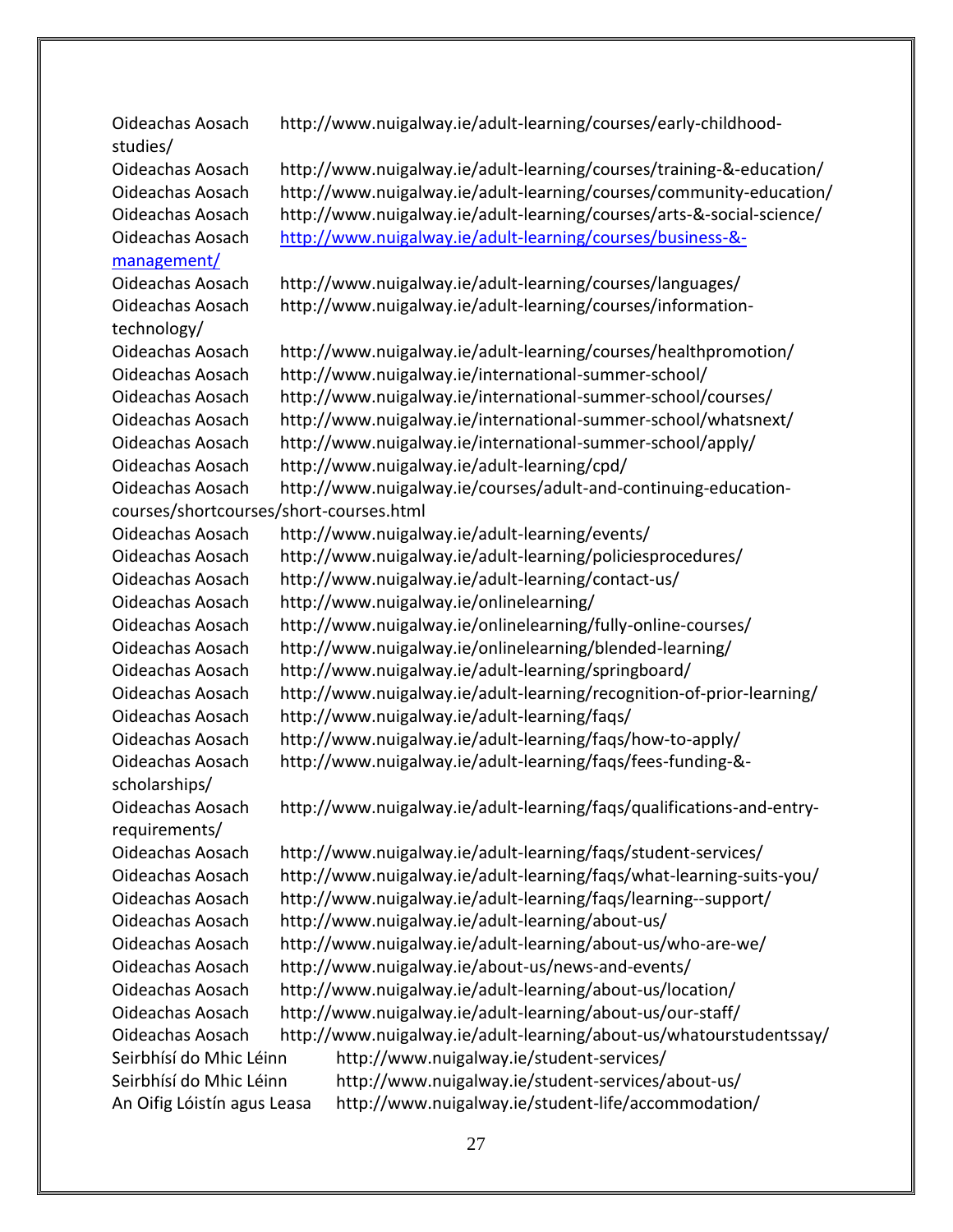Oideachas Aosach http://www.nuigalway.ie/adult-learning/courses/early-childhood-studies/
Oideachas Aosach http://www.nuigalway.ie/adult-learning/courses/training-&-education/
Oideachas Aosach http://www.nuigalway.ie/adult-learning/courses/community-education/
Oideachas Aosach http://www.nuigalway.ie/adult-learning/courses/arts-&-social-science/
Oideachas Aosach http://www.nuigalway.ie/adult-learning/courses/business-&-management/
Oideachas Aosach http://www.nuigalway.ie/adult-learning/courses/languages/
Oideachas Aosach http://www.nuigalway.ie/adult-learning/courses/information-technology/
Oideachas Aosach http://www.nuigalway.ie/adult-learning/courses/healthpromotion/
Oideachas Aosach http://www.nuigalway.ie/international-summer-school/
Oideachas Aosach http://www.nuigalway.ie/international-summer-school/courses/
Oideachas Aosach http://www.nuigalway.ie/international-summer-school/whatsnext/
Oideachas Aosach http://www.nuigalway.ie/international-summer-school/apply/
Oideachas Aosach http://www.nuigalway.ie/adult-learning/cpd/
Oideachas Aosach http://www.nuigalway.ie/courses/adult-and-continuing-education-courses/shortcourses/short-courses.html
Oideachas Aosach http://www.nuigalway.ie/adult-learning/events/
Oideachas Aosach http://www.nuigalway.ie/adult-learning/policiesprocedures/
Oideachas Aosach http://www.nuigalway.ie/adult-learning/contact-us/
Oideachas Aosach http://www.nuigalway.ie/onlinelearning/
Oideachas Aosach http://www.nuigalway.ie/onlinelearning/fully-online-courses/
Oideachas Aosach http://www.nuigalway.ie/onlinelearning/blended-learning/
Oideachas Aosach http://www.nuigalway.ie/adult-learning/springboard/
Oideachas Aosach http://www.nuigalway.ie/adult-learning/recognition-of-prior-learning/
Oideachas Aosach http://www.nuigalway.ie/adult-learning/faqs/
Oideachas Aosach http://www.nuigalway.ie/adult-learning/faqs/how-to-apply/
Oideachas Aosach http://www.nuigalway.ie/adult-learning/faqs/fees-funding-&-scholarships/
Oideachas Aosach http://www.nuigalway.ie/adult-learning/faqs/qualifications-and-entry-requirements/
Oideachas Aosach http://www.nuigalway.ie/adult-learning/faqs/student-services/
Oideachas Aosach http://www.nuigalway.ie/adult-learning/faqs/what-learning-suits-you/
Oideachas Aosach http://www.nuigalway.ie/adult-learning/faqs/learning--support/
Oideachas Aosach http://www.nuigalway.ie/adult-learning/about-us/
Oideachas Aosach http://www.nuigalway.ie/adult-learning/about-us/who-are-we/
Oideachas Aosach http://www.nuigalway.ie/about-us/news-and-events/
Oideachas Aosach http://www.nuigalway.ie/adult-learning/about-us/location/
Oideachas Aosach http://www.nuigalway.ie/adult-learning/about-us/our-staff/
Oideachas Aosach http://www.nuigalway.ie/adult-learning/about-us/whatourstudentssay/
Seirbhísí do Mhic Léinn http://www.nuigalway.ie/student-services/
Seirbhísí do Mhic Léinn http://www.nuigalway.ie/student-services/about-us/
An Oifig Lóistín agus Leasa http://www.nuigalway.ie/student-life/accommodation/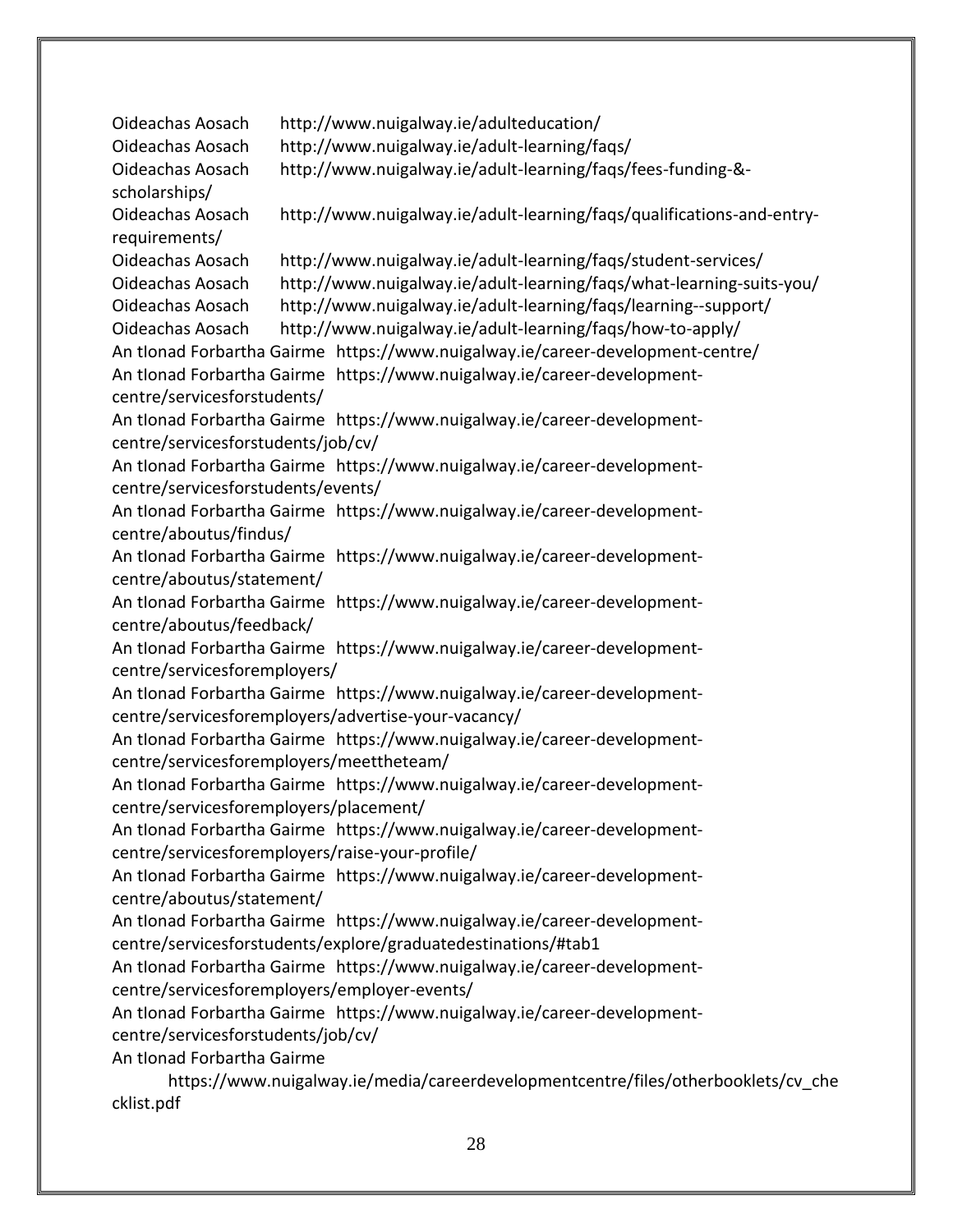Oideachas Aosach http://www.nuigalway.ie/adulteducation/
Oideachas Aosach http://www.nuigalway.ie/adult-learning/faqs/
Oideachas Aosach http://www.nuigalway.ie/adult-learning/faqs/fees-funding-&-scholarships/
Oideachas Aosach http://www.nuigalway.ie/adult-learning/faqs/qualifications-and-entry-requirements/
Oideachas Aosach http://www.nuigalway.ie/adult-learning/faqs/student-services/
Oideachas Aosach http://www.nuigalway.ie/adult-learning/faqs/what-learning-suits-you/
Oideachas Aosach http://www.nuigalway.ie/adult-learning/faqs/learning--support/
Oideachas Aosach http://www.nuigalway.ie/adult-learning/faqs/how-to-apply/
An tIonad Forbartha Gairme https://www.nuigalway.ie/career-development-centre/
An tIonad Forbartha Gairme https://www.nuigalway.ie/career-development-centre/servicesforstudents/
An tIonad Forbartha Gairme https://www.nuigalway.ie/career-development-centre/servicesforstudents/job/cv/
An tIonad Forbartha Gairme https://www.nuigalway.ie/career-development-centre/servicesforstudents/events/
An tIonad Forbartha Gairme https://www.nuigalway.ie/career-development-centre/aboutus/findus/
An tIonad Forbartha Gairme https://www.nuigalway.ie/career-development-centre/aboutus/statement/
An tIonad Forbartha Gairme https://www.nuigalway.ie/career-development-centre/aboutus/feedback/
An tIonad Forbartha Gairme https://www.nuigalway.ie/career-development-centre/servicesforemployers/
An tIonad Forbartha Gairme https://www.nuigalway.ie/career-development-centre/servicesforemployers/advertise-your-vacancy/
An tIonad Forbartha Gairme https://www.nuigalway.ie/career-development-centre/servicesforemployers/meettheteam/
An tIonad Forbartha Gairme https://www.nuigalway.ie/career-development-centre/servicesforemployers/placement/
An tIonad Forbartha Gairme https://www.nuigalway.ie/career-development-centre/servicesforemployers/raise-your-profile/
An tIonad Forbartha Gairme https://www.nuigalway.ie/career-development-centre/aboutus/statement/
An tIonad Forbartha Gairme https://www.nuigalway.ie/career-development-centre/servicesforstudents/explore/graduatedestinations/#tab1
An tIonad Forbartha Gairme https://www.nuigalway.ie/career-development-centre/servicesforemployers/employer-events/
An tIonad Forbartha Gairme https://www.nuigalway.ie/career-development-centre/servicesforstudents/job/cv/
An tIonad Forbartha Gairme https://www.nuigalway.ie/media/careerdevelopmentcentre/files/otherbooklets/cv_checklist.pdf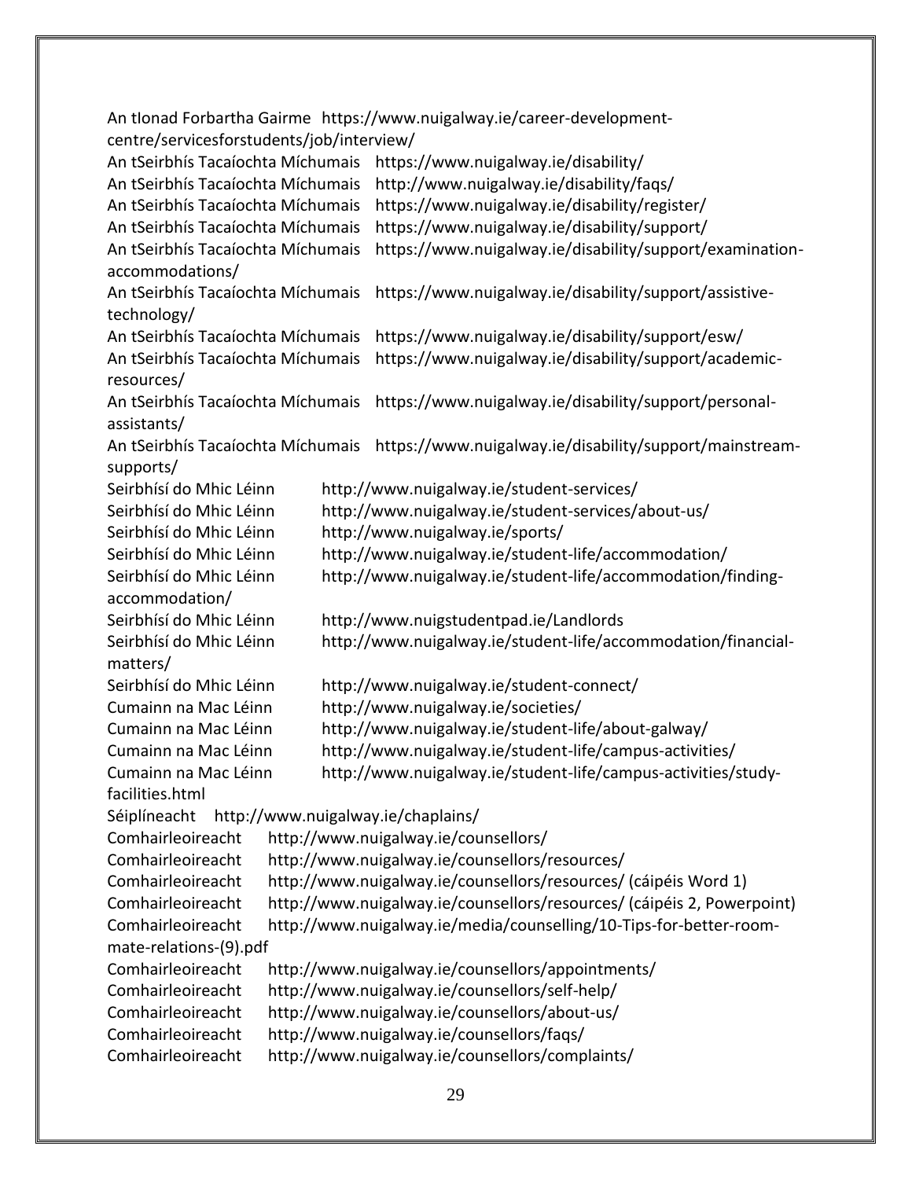An tIonad Forbartha Gairme https://www.nuigalway.ie/career-development-centre/servicesforstudents/job/interview/
An tSeirbhís Tacaíochta Míchumais https://www.nuigalway.ie/disability/
An tSeirbhís Tacaíochta Míchumais http://www.nuigalway.ie/disability/faqs/
An tSeirbhís Tacaíochta Míchumais https://www.nuigalway.ie/disability/register/
An tSeirbhís Tacaíochta Míchumais https://www.nuigalway.ie/disability/support/
An tSeirbhís Tacaíochta Míchumais https://www.nuigalway.ie/disability/support/examination-accommodations/
An tSeirbhís Tacaíochta Míchumais https://www.nuigalway.ie/disability/support/assistive-technology/
An tSeirbhís Tacaíochta Míchumais https://www.nuigalway.ie/disability/support/esw/
An tSeirbhís Tacaíochta Míchumais https://www.nuigalway.ie/disability/support/academic-resources/
An tSeirbhís Tacaíochta Míchumais https://www.nuigalway.ie/disability/support/personal-assistants/
An tSeirbhís Tacaíochta Míchumais https://www.nuigalway.ie/disability/support/mainstream-supports/
Seirbhísí do Mhic Léinn http://www.nuigalway.ie/student-services/
Seirbhísí do Mhic Léinn http://www.nuigalway.ie/student-services/about-us/
Seirbhísí do Mhic Léinn http://www.nuigalway.ie/sports/
Seirbhísí do Mhic Léinn http://www.nuigalway.ie/student-life/accommodation/
Seirbhísí do Mhic Léinn http://www.nuigalway.ie/student-life/accommodation/finding-accommodation/
Seirbhísí do Mhic Léinn http://www.nuigstudentpad.ie/Landlords
Seirbhísí do Mhic Léinn http://www.nuigalway.ie/student-life/accommodation/financial-matters/
Seirbhísí do Mhic Léinn http://www.nuigalway.ie/student-connect/
Cumainn na Mac Léinn http://www.nuigalway.ie/societies/
Cumainn na Mac Léinn http://www.nuigalway.ie/student-life/about-galway/
Cumainn na Mac Léinn http://www.nuigalway.ie/student-life/campus-activities/
Cumainn na Mac Léinn http://www.nuigalway.ie/student-life/campus-activities/study-facilities.html
Séiplíneacht http://www.nuigalway.ie/chaplains/
Comhairleoireacht http://www.nuigalway.ie/counsellors/
Comhairleoireacht http://www.nuigalway.ie/counsellors/resources/
Comhairleoireacht http://www.nuigalway.ie/counsellors/resources/ (cáipéis Word 1)
Comhairleoireacht http://www.nuigalway.ie/counsellors/resources/ (cáipéis 2, Powerpoint)
Comhairleoireacht http://www.nuigalway.ie/media/counselling/10-Tips-for-better-room-mate-relations-(9).pdf
Comhairleoireacht http://www.nuigalway.ie/counsellors/appointments/
Comhairleoireacht http://www.nuigalway.ie/counsellors/self-help/
Comhairleoireacht http://www.nuigalway.ie/counsellors/about-us/
Comhairleoireacht http://www.nuigalway.ie/counsellors/faqs/
Comhairleoireacht http://www.nuigalway.ie/counsellors/complaints/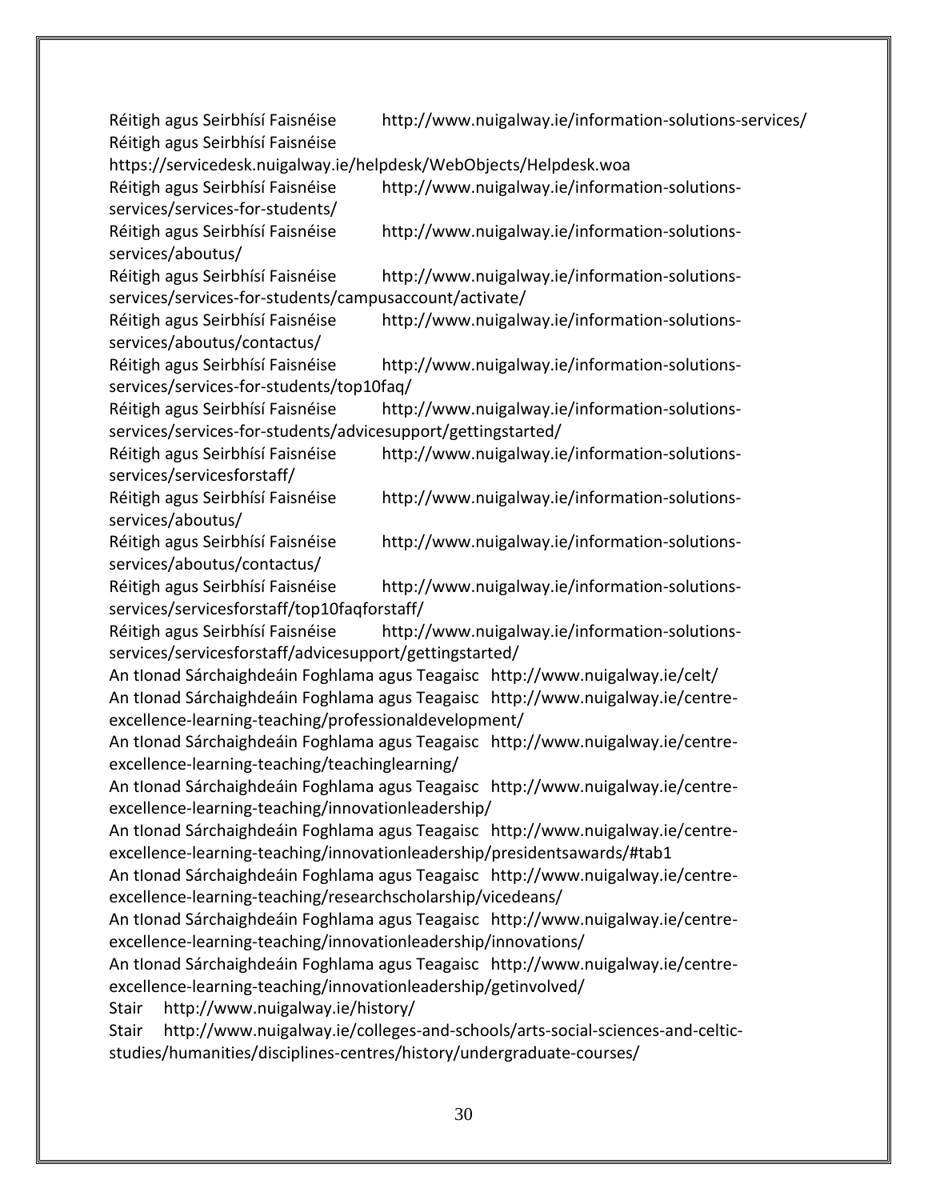Réitigh agus Seirbhísí Faisnéise http://www.nuigalway.ie/information-solutions-services/

Réitigh agus Seirbhísí Faisnéise https://servicedesk.nuigalway.ie/helpdesk/WebObjects/Helpdesk.woa

Réitigh agus Seirbhísí Faisnéise http://www.nuigalway.ie/information-solutions-services/services-for-students/

Réitigh agus Seirbhísí Faisnéise http://www.nuigalway.ie/information-solutions-services/aboutus/

Réitigh agus Seirbhísí Faisnéise http://www.nuigalway.ie/information-solutions-services/services-for-students/campusaccount/activate/

Réitigh agus Seirbhísí Faisnéise http://www.nuigalway.ie/information-solutions-services/aboutus/contactus/

Réitigh agus Seirbhísí Faisnéise http://www.nuigalway.ie/information-solutions-services/services-for-students/top10faq/

Réitigh agus Seirbhísí Faisnéise http://www.nuigalway.ie/information-solutions-services/services-for-students/advicesupport/gettingstarted/

Réitigh agus Seirbhísí Faisnéise http://www.nuigalway.ie/information-solutions-services/servicesforstaff/

Réitigh agus Seirbhísí Faisnéise http://www.nuigalway.ie/information-solutions-services/aboutus/

Réitigh agus Seirbhísí Faisnéise http://www.nuigalway.ie/information-solutions-services/aboutus/contactus/

Réitigh agus Seirbhísí Faisnéise http://www.nuigalway.ie/information-solutions-services/servicesforstaff/top10faqforstaff/

Réitigh agus Seirbhísí Faisnéise http://www.nuigalway.ie/information-solutions-services/servicesforstaff/advicesupport/gettingstarted/

An tIonad Sárchaighdeáin Foghlama agus Teagaisc http://www.nuigalway.ie/celt/

An tIonad Sárchaighdeáin Foghlama agus Teagaisc http://www.nuigalway.ie/centre-excellence-learning-teaching/professionaldevelopment/

An tIonad Sárchaighdeáin Foghlama agus Teagaisc http://www.nuigalway.ie/centre-excellence-learning-teaching/teachinglearning/

An tIonad Sárchaighdeáin Foghlama agus Teagaisc http://www.nuigalway.ie/centre-excellence-learning-teaching/innovationleadership/

An tIonad Sárchaighdeáin Foghlama agus Teagaisc http://www.nuigalway.ie/centre-excellence-learning-teaching/innovationleadership/presidentsawards/#tab1

An tIonad Sárchaighdeáin Foghlama agus Teagaisc http://www.nuigalway.ie/centre-excellence-learning-teaching/researchscholarship/vicedeans/

An tIonad Sárchaighdeáin Foghlama agus Teagaisc http://www.nuigalway.ie/centre-excellence-learning-teaching/innovationleadership/innovations/

An tIonad Sárchaighdeáin Foghlama agus Teagaisc http://www.nuigalway.ie/centre-excellence-learning-teaching/innovationleadership/getinvolved/

Stair http://www.nuigalway.ie/history/

Stair http://www.nuigalway.ie/colleges-and-schools/arts-social-sciences-and-celtic-studies/humanities/disciplines-centres/history/undergraduate-courses/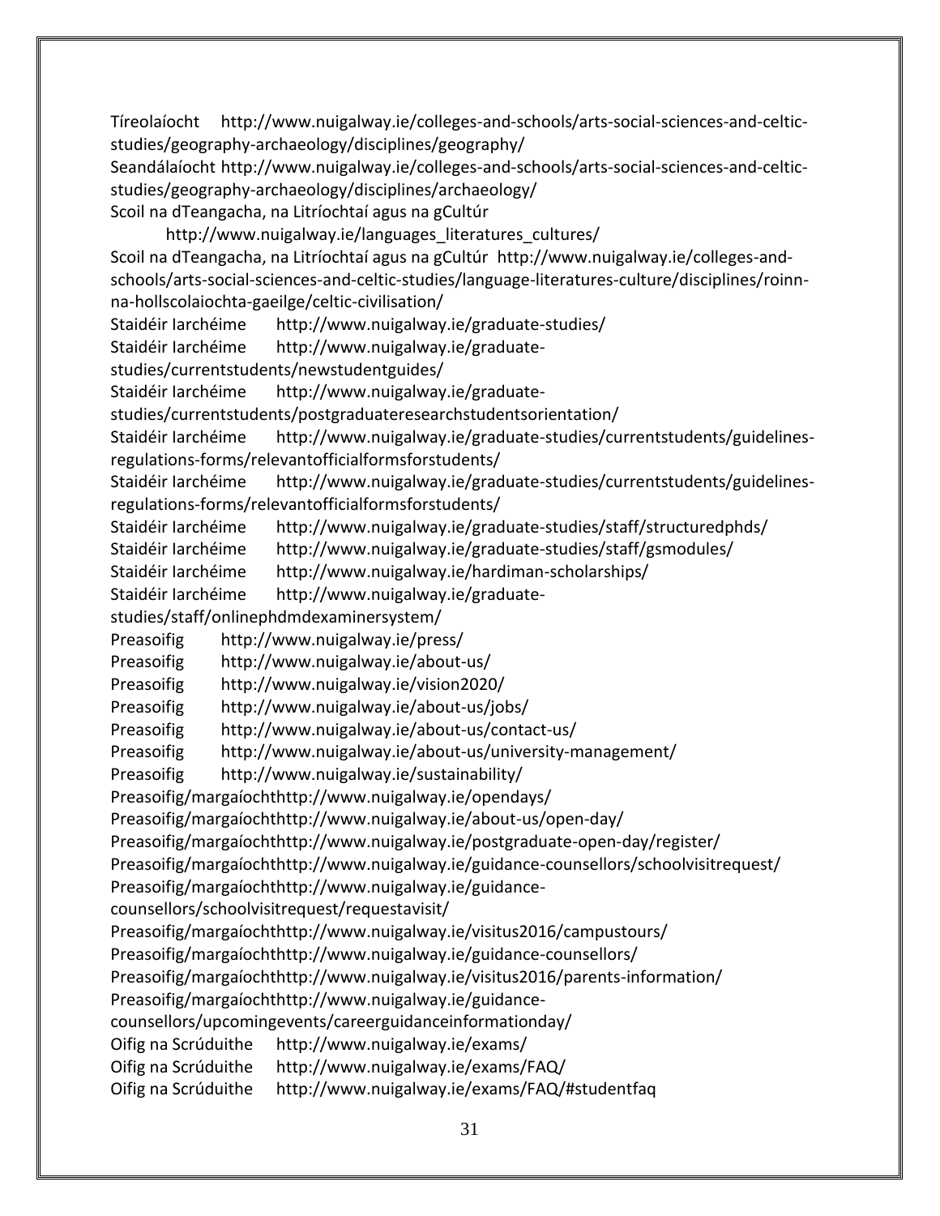Tíreolaíocht http://www.nuigalway.ie/colleges-and-schools/arts-social-sciences-and-celtic-studies/geography-archaeology/disciplines/geography/

Seandálaíocht http://www.nuigalway.ie/colleges-and-schools/arts-social-sciences-and-celtic-studies/geography-archaeology/disciplines/archaeology/

Scoil na dTeangacha, na Litríochtaí agus na gCultúr http://www.nuigalway.ie/languages_literatures_cultures/

Scoil na dTeangacha, na Litríochtaí agus na gCultúr http://www.nuigalway.ie/colleges-and-schools/arts-social-sciences-and-celtic-studies/language-literatures-culture/disciplines/roinn-na-hollscolaiochta-gaeilge/celtic-civilisation/

Staidéir Iarchéime http://www.nuigalway.ie/graduate-studies/

Staidéir Iarchéime http://www.nuigalway.ie/graduate-studies/currentstudents/newstudentguides/

Staidéir Iarchéime http://www.nuigalway.ie/graduate-studies/currentstudents/postgraduateresearchstudentsorientation/

Staidéir Iarchéime http://www.nuigalway.ie/graduate-studies/currentstudents/guidelines-regulations-forms/relevantofficialformsforstudents/

Staidéir Iarchéime http://www.nuigalway.ie/graduate-studies/currentstudents/guidelines-regulations-forms/relevantofficialformsforstudents/

Staidéir Iarchéime http://www.nuigalway.ie/graduate-studies/staff/structuredphds/

Staidéir Iarchéime http://www.nuigalway.ie/graduate-studies/staff/gsmodules/

Staidéir Iarchéime http://www.nuigalway.ie/hardiman-scholarships/

Staidéir Iarchéime http://www.nuigalway.ie/graduate-studies/staff/onlinephdmdexaminersystem/

Preasoifig http://www.nuigalway.ie/press/

Preasoifig http://www.nuigalway.ie/about-us/

Preasoifig http://www.nuigalway.ie/vision2020/

Preasoifig http://www.nuigalway.ie/about-us/jobs/

Preasoifig http://www.nuigalway.ie/about-us/contact-us/

Preasoifig http://www.nuigalway.ie/about-us/university-management/

Preasoifig http://www.nuigalway.ie/sustainability/

Preasoifig/margaíochthttp://www.nuigalway.ie/opendays/

Preasoifig/margaíochthttp://www.nuigalway.ie/about-us/open-day/

Preasoifig/margaíochthttp://www.nuigalway.ie/postgraduate-open-day/register/

Preasoifig/margaíochthttp://www.nuigalway.ie/guidance-counsellors/schoolvisitrequest/

Preasoifig/margaíochthttp://www.nuigalway.ie/guidance-counsellors/schoolvisitrequest/requestavisit/

Preasoifig/margaíochthttp://www.nuigalway.ie/visitus2016/campustours/

Preasoifig/margaíochthttp://www.nuigalway.ie/guidance-counsellors/

Preasoifig/margaíochthttp://www.nuigalway.ie/visitus2016/parents-information/

Preasoifig/margaíochthttp://www.nuigalway.ie/guidance-counsellors/upcomingevents/careerguidanceinformationday/

Oifig na Scrúduithe http://www.nuigalway.ie/exams/

Oifig na Scrúduithe http://www.nuigalway.ie/exams/FAQ/

Oifig na Scrúduithe http://www.nuigalway.ie/exams/FAQ/#studentfaq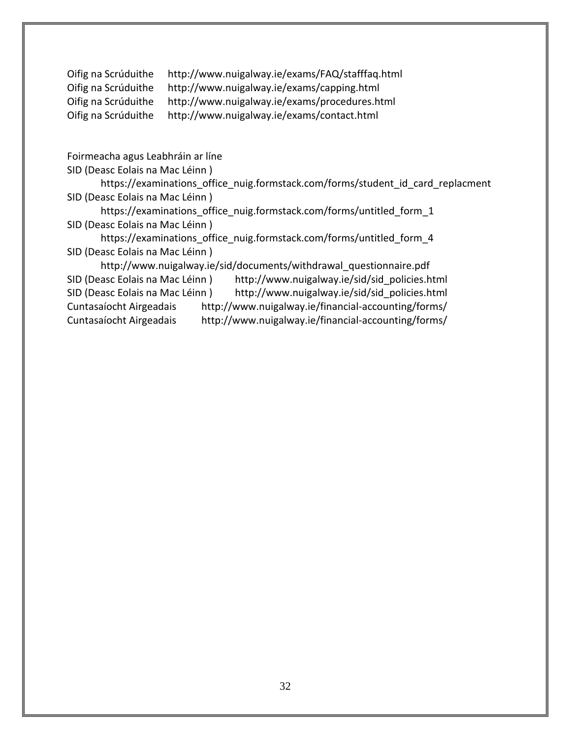Oifig na Scrúduithe http://www.nuigalway.ie/exams/FAQ/stafffaq.html
Oifig na Scrúduithe http://www.nuigalway.ie/exams/capping.html
Oifig na Scrúduithe http://www.nuigalway.ie/exams/procedures.html
Oifig na Scrúduithe http://www.nuigalway.ie/exams/contact.html

Foirmeacha agus Leabhráin ar líne

SID (Deasc Eolais na Mac Léinn )
https://examinations_office_nuig.formstack.com/forms/student_id_card_replacment

SID (Deasc Eolais na Mac Léinn )
https://examinations_office_nuig.formstack.com/forms/untitled_form_1

SID (Deasc Eolais na Mac Léinn )
https://examinations_office_nuig.formstack.com/forms/untitled_form_4

SID (Deasc Eolais na Mac Léinn )
http://www.nuigalway.ie/sid/documents/withdrawal_questionnaire.pdf

SID (Deasc Eolais na Mac Léinn ) http://www.nuigalway.ie/sid/sid_policies.html
SID (Deasc Eolais na Mac Léinn ) http://www.nuigalway.ie/sid/sid_policies.html
Cuntasaíocht Airgeadais http://www.nuigalway.ie/financial-accounting/forms/
Cuntasaíocht Airgeadais http://www.nuigalway.ie/financial-accounting/forms/